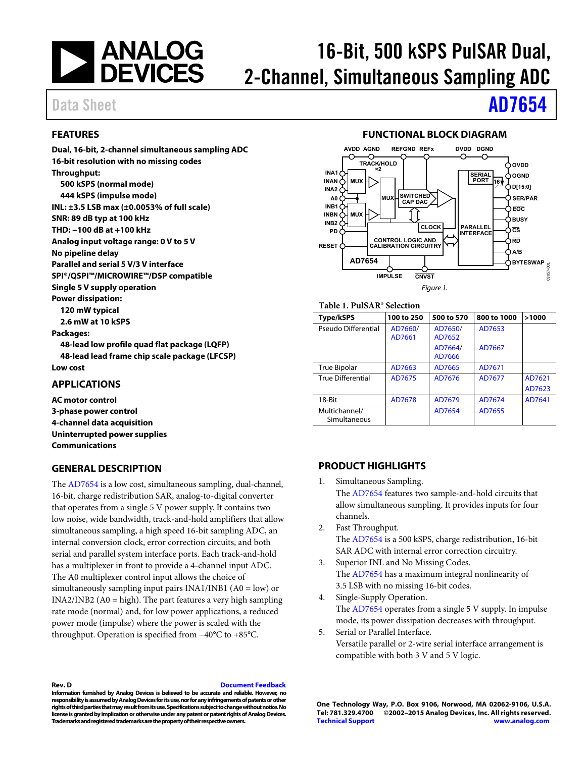# 16-Bit, 500 kSPS PulSAR Dual, 2-Channel, Simultaneous Sampling ADC

Data Sheet **AD7654**

## FEATURES

**Dual, 16-bit, 2-channel simultaneous sampling ADC**
**16-bit resolution with no missing codes**
**Throughput:**
- **500 kSPS (normal mode)**
- **444 kSPS (impulse mode)**

**INL: ±3.5 LSB max (±0.0053% of full scale)**
**SNR: 89 dB typ at 100 kHz**
**THD: −100 dB at +100 kHz**
**Analog input voltage range: 0 V to 5 V**
**No pipeline delay**
**Parallel and serial 5 V/3 V interface**
**SPI®/QSPI™/MICROWIRE™/DSP compatible**
**Single 5 V supply operation**
**Power dissipation:**
- **120 mW typical**
- **2.6 mW at 10 kSPS**

**Packages:**
- **48-lead low profile quad flat package (LQFP)**
- **48-lead lead frame chip scale package (LFCSP)**

**Low cost**

## APPLICATIONS

**AC motor control**
**3-phase power control**
**4-channel data acquisition**
**Uninterrupted power supplies**
**Communications**

## GENERAL DESCRIPTION

The AD7654 is a low cost, simultaneous sampling, dual-channel, 16-bit, charge redistribution SAR, analog-to-digital converter that operates from a single 5 V power supply. It contains two low noise, wide bandwidth, track-and-hold amplifiers that allow simultaneous sampling, a high speed 16-bit sampling ADC, an internal conversion clock, error correction circuits, and both serial and parallel system interface ports. Each track-and-hold has a multiplexer in front to provide a 4-channel input ADC. The A0 multiplexer control input allows the choice of simultaneously sampling input pairs INA1/INB1 (A0 = low) or INA2/INB2 (A0 = high). The part features a very high sampling rate mode (normal) and, for low power applications, a reduced power mode (impulse) where the power is scaled with the throughput. Operation is specified from −40°C to +85°C.

## FUNCTIONAL BLOCK DIAGRAM

*Figure 1.*

**Table 1. PulSAR® Selection**

| Type/kSPS | 100 to 250 | 500 to 570 | 800 to 1000 | >1000 |
|---|---|---|---|---|
| Pseudo Differential | AD7660/ AD7661 | AD7650/ AD7652 | AD7653 | |
| | | AD7664/ AD7666 | AD7667 | |
| True Bipolar | AD7663 | AD7665 | AD7671 | |
| True Differential | AD7675 | AD7676 | AD7677 | AD7621 |
| | | | | AD7623 |
| 18-Bit | AD7678 | AD7679 | AD7674 | AD7641 |
| Multichannel/ Simultaneous | | AD7654 | AD7655 | |

## PRODUCT HIGHLIGHTS

1. Simultaneous Sampling.
   The AD7654 features two sample-and-hold circuits that allow simultaneous sampling. It provides inputs for four channels.
2. Fast Throughput.
   The AD7654 is a 500 kSPS, charge redistribution, 16-bit SAR ADC with internal error correction circuitry.
3. Superior INL and No Missing Codes.
   The AD7654 has a maximum integral nonlinearity of 3.5 LSB with no missing 16-bit codes.
4. Single-Supply Operation.
   The AD7654 operates from a single 5 V supply. In impulse mode, its power dissipation decreases with throughput.
5. Serial or Parallel Interface.
   Versatile parallel or 2-wire serial interface arrangement is compatible with both 3 V and 5 V logic.

**Rev. D** Document Feedback

**Information furnished by Analog Devices is believed to be accurate and reliable. However, no responsibility is assumed by Analog Devices for its use, nor for any infringements of patents or other rights of third parties that may result from its use. Specifications subject to change without notice. No license is granted by implication or otherwise under any patent or patent rights of Analog Devices. Trademarks and registered trademarks are the property of their respective owners.**

**One Technology Way, P.O. Box 9106, Norwood, MA 02062-9106, U.S.A.**
**Tel: 781.329.4700 ©2002–2015 Analog Devices, Inc. All rights reserved.**
**Technical Support www.analog.com**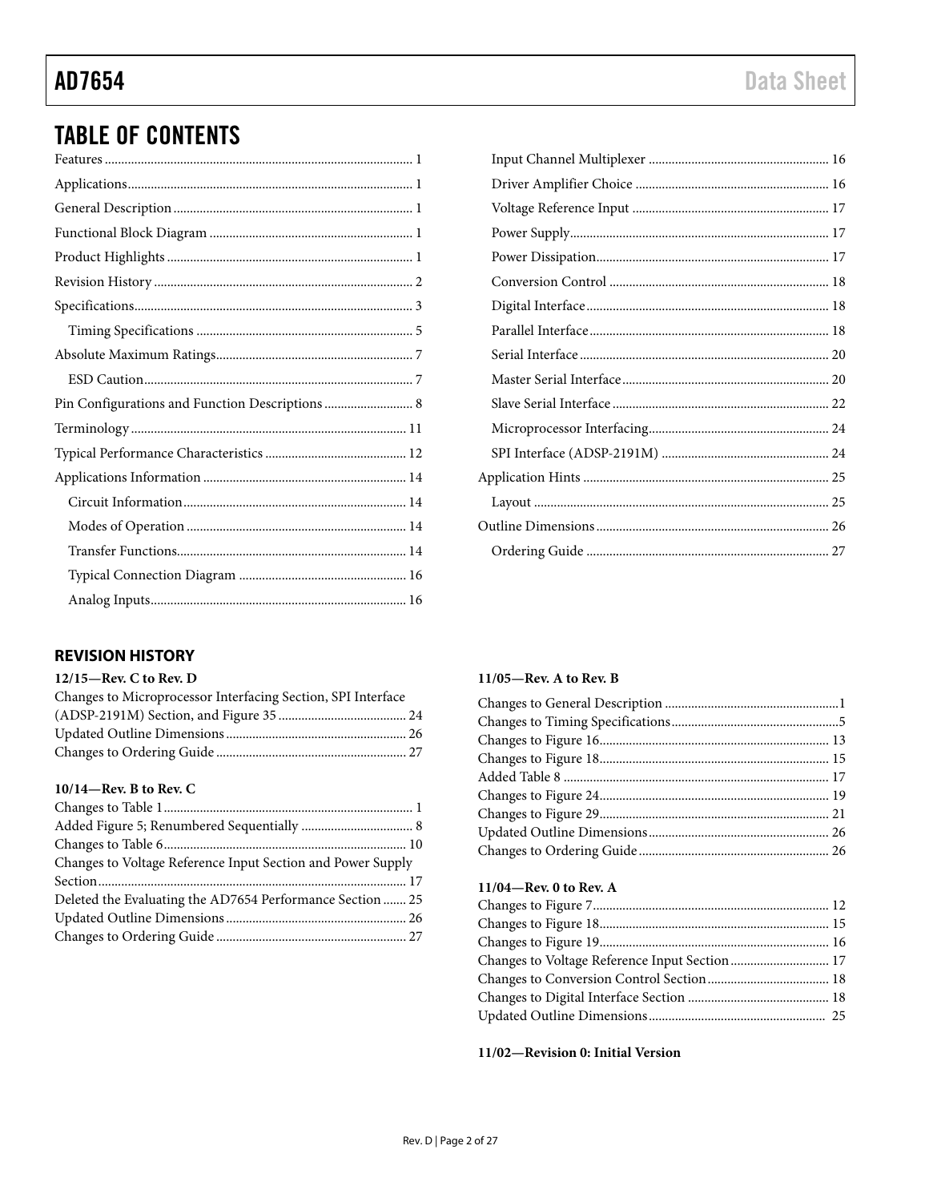## TABLE OF CONTENTS

Features ... 1
Applications ... 1
General Description ... 1
Functional Block Diagram ... 1
Product Highlights ... 1
Revision History ... 2
Specifications ... 3
  Timing Specifications ... 5
Absolute Maximum Ratings ... 7
  ESD Caution ... 7
Pin Configurations and Function Descriptions ... 8
Terminology ... 11
Typical Performance Characteristics ... 12
Applications Information ... 14
  Circuit Information ... 14
  Modes of Operation ... 14
  Transfer Functions ... 14
  Typical Connection Diagram ... 16
  Analog Inputs ... 16
  Input Channel Multiplexer ... 16
  Driver Amplifier Choice ... 16
  Voltage Reference Input ... 17
  Power Supply ... 17
  Power Dissipation ... 17
  Conversion Control ... 18
  Digital Interface ... 18
  Parallel Interface ... 18
  Serial Interface ... 20
  Master Serial Interface ... 20
  Slave Serial Interface ... 22
  Microprocessor Interfacing ... 24
  SPI Interface (ADSP-2191M) ... 24
Application Hints ... 25
  Layout ... 25
Outline Dimensions ... 26
  Ordering Guide ... 27

### REVISION HISTORY

**12/15—Rev. C to Rev. D**

Changes to Microprocessor Interfacing Section, SPI Interface (ADSP-2191M) Section, and Figure 35 ... 24
Updated Outline Dimensions ... 26
Changes to Ordering Guide ... 27

**10/14—Rev. B to Rev. C**

Changes to Table 1 ... 1
Added Figure 5; Renumbered Sequentially ... 8
Changes to Table 6 ... 10
Changes to Voltage Reference Input Section and Power Supply Section ... 17
Deleted the Evaluating the AD7654 Performance Section ... 25
Updated Outline Dimensions ... 26
Changes to Ordering Guide ... 27

**11/05—Rev. A to Rev. B**

Changes to General Description ... 1
Changes to Timing Specifications ... 5
Changes to Figure 16 ... 13
Changes to Figure 18 ... 15
Added Table 8 ... 17
Changes to Figure 24 ... 19
Changes to Figure 29 ... 21
Updated Outline Dimensions ... 26
Changes to Ordering Guide ... 26

**11/04—Rev. 0 to Rev. A**

Changes to Figure 7 ... 12
Changes to Figure 18 ... 15
Changes to Figure 19 ... 16
Changes to Voltage Reference Input Section ... 17
Changes to Conversion Control Section ... 18
Changes to Digital Interface Section ... 18
Updated Outline Dimensions ... 25

**11/02—Revision 0: Initial Version**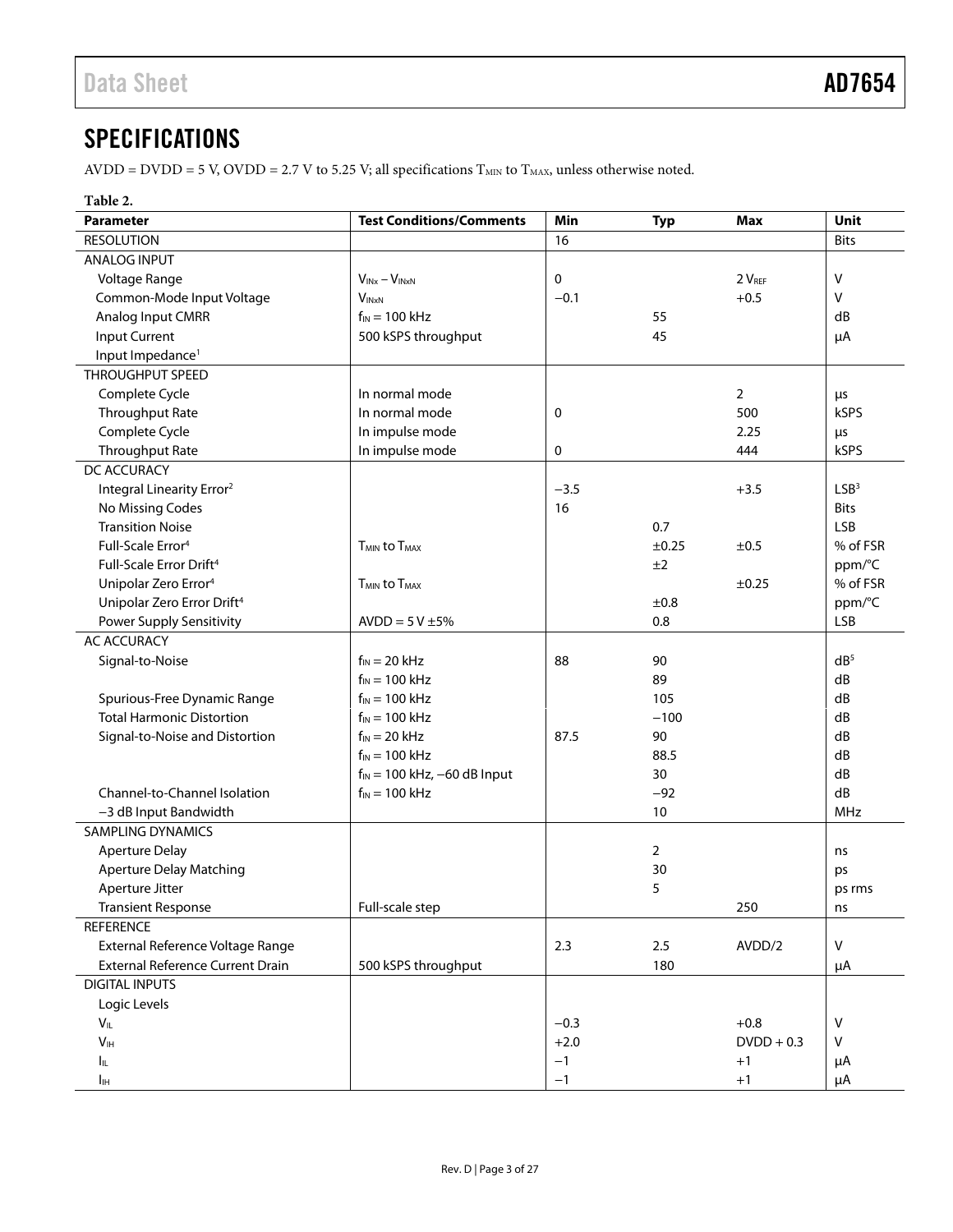## SPECIFICATIONS

AVDD = DVDD = 5 V, OVDD = 2.7 V to 5.25 V; all specifications $T_{MIN}$ to $T_{MAX}$, unless otherwise noted.

**Table 2.**

| Parameter | Test Conditions/Comments | Min | Typ | Max | Unit |
|---|---|---|---|---|---|
| RESOLUTION | | 16 | | | Bits |
| ANALOG INPUT | | | | | |
| Voltage Range | $V_{INx} - V_{INxN}$ | 0 | | 2 $V_{REF}$ | V |
| Common-Mode Input Voltage | $V_{INxN}$ | −0.1 | | +0.5 | V |
| Analog Input CMRR | $f_{IN}$ = 100 kHz | | 55 | | dB |
| Input Current | 500 kSPS throughput | | 45 | | µA |
| Input Impedance[1] | | | | | |
| THROUGHPUT SPEED | | | | | |
| Complete Cycle | In normal mode | | | 2 | µs |
| Throughput Rate | In normal mode | 0 | | 500 | kSPS |
| Complete Cycle | In impulse mode | | | 2.25 | µs |
| Throughput Rate | In impulse mode | 0 | | 444 | kSPS |
| DC ACCURACY | | | | | |
| Integral Linearity Error[2] | | −3.5 | | +3.5 | LSB[3] |
| No Missing Codes | | 16 | | | Bits |
| Transition Noise | | | 0.7 | | LSB |
| Full-Scale Error[4] | $T_{MIN}$ to $T_{MAX}$ | | ±0.25 | ±0.5 | % of FSR |
| Full-Scale Error Drift[4] | | | ±2 | | ppm/°C |
| Unipolar Zero Error[4] | $T_{MIN}$ to $T_{MAX}$ | | | ±0.25 | % of FSR |
| Unipolar Zero Error Drift[4] | | | ±0.8 | | ppm/°C |
| Power Supply Sensitivity | AVDD = 5 V ±5% | | 0.8 | | LSB |
| AC ACCURACY | | | | | |
| Signal-to-Noise | $f_{IN}$ = 20 kHz | 88 | 90 | | dB[5] |
| | $f_{IN}$ = 100 kHz | | 89 | | dB |
| Spurious-Free Dynamic Range | $f_{IN}$ = 100 kHz | | 105 | | dB |
| Total Harmonic Distortion | $f_{IN}$ = 100 kHz | | −100 | | dB |
| Signal-to-Noise and Distortion | $f_{IN}$ = 20 kHz | 87.5 | 90 | | dB |
| | $f_{IN}$ = 100 kHz | | 88.5 | | dB |
| | $f_{IN}$ = 100 kHz, −60 dB Input | | 30 | | dB |
| Channel-to-Channel Isolation | $f_{IN}$ = 100 kHz | | −92 | | dB |
| −3 dB Input Bandwidth | | | 10 | | MHz |
| SAMPLING DYNAMICS | | | | | |
| Aperture Delay | | | 2 | | ns |
| Aperture Delay Matching | | | 30 | | ps |
| Aperture Jitter | | | 5 | | ps rms |
| Transient Response | Full-scale step | | | 250 | ns |
| REFERENCE | | | | | |
| External Reference Voltage Range | | 2.3 | 2.5 | AVDD/2 | V |
| External Reference Current Drain | 500 kSPS throughput | | 180 | | µA |
| DIGITAL INPUTS | | | | | |
| Logic Levels | | | | | |
| $V_{IL}$ | | −0.3 | | +0.8 | V |
| $V_{IH}$ | | +2.0 | | DVDD + 0.3 | V |
| $I_{IL}$ | | −1 | | +1 | µA |
| $I_{IH}$ | | −1 | | +1 | µA |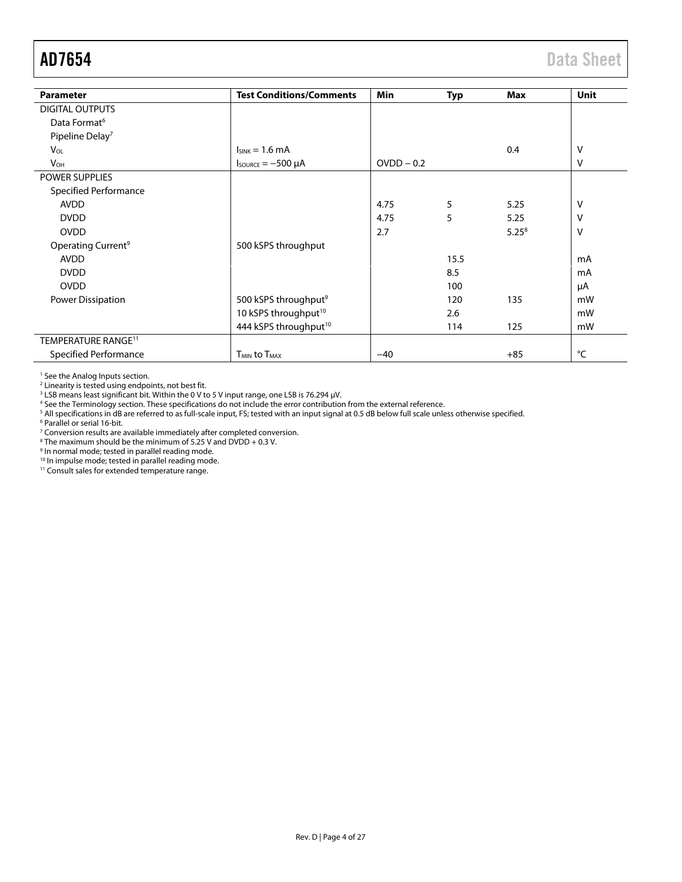| Parameter | Test Conditions/Comments | Min | Typ | Max | Unit |
|---|---|---|---|---|---|
| DIGITAL OUTPUTS | | | | | |
| Data Format[6] | | | | | |
| Pipeline Delay[7] | | | | | |
| $V_{OL}$ | $I_{SINK}$ = 1.6 mA | | | 0.4 | V |
| $V_{OH}$ | $I_{SOURCE}$ = −500 µA | OVDD − 0.2 | | | V |
| POWER SUPPLIES | | | | | |
| Specified Performance | | | | | |
| AVDD | | 4.75 | 5 | 5.25 | V |
| DVDD | | 4.75 | 5 | 5.25 | V |
| OVDD | | 2.7 | | 5.25[8] | V |
| Operating Current[9] | 500 kSPS throughput | | | | |
| AVDD | | | 15.5 | | mA |
| DVDD | | | 8.5 | | mA |
| OVDD | | | 100 | | µA |
| Power Dissipation | 500 kSPS throughput[9] | | 120 | 135 | mW |
| | 10 kSPS throughput[10] | | 2.6 | | mW |
| | 444 kSPS throughput[10] | | 114 | 125 | mW |
| TEMPERATURE RANGE[11] | | | | | |
| Specified Performance | $T_{MIN}$ to $T_{MAX}$ | −40 | | +85 | °C |

[1] See the Analog Inputs section.
[2] Linearity is tested using endpoints, not best fit.
[3] LSB means least significant bit. Within the 0 V to 5 V input range, one LSB is 76.294 µV.
[4] See the Terminology section. These specifications do not include the error contribution from the external reference.
[5] All specifications in dB are referred to as full-scale input, FS; tested with an input signal at 0.5 dB below full scale unless otherwise specified.
[6] Parallel or serial 16-bit.
[7] Conversion results are available immediately after completed conversion.
[8] The maximum should be the minimum of 5.25 V and DVDD + 0.3 V.
[9] In normal mode; tested in parallel reading mode.
[10] In impulse mode; tested in parallel reading mode.
[11] Consult sales for extended temperature range.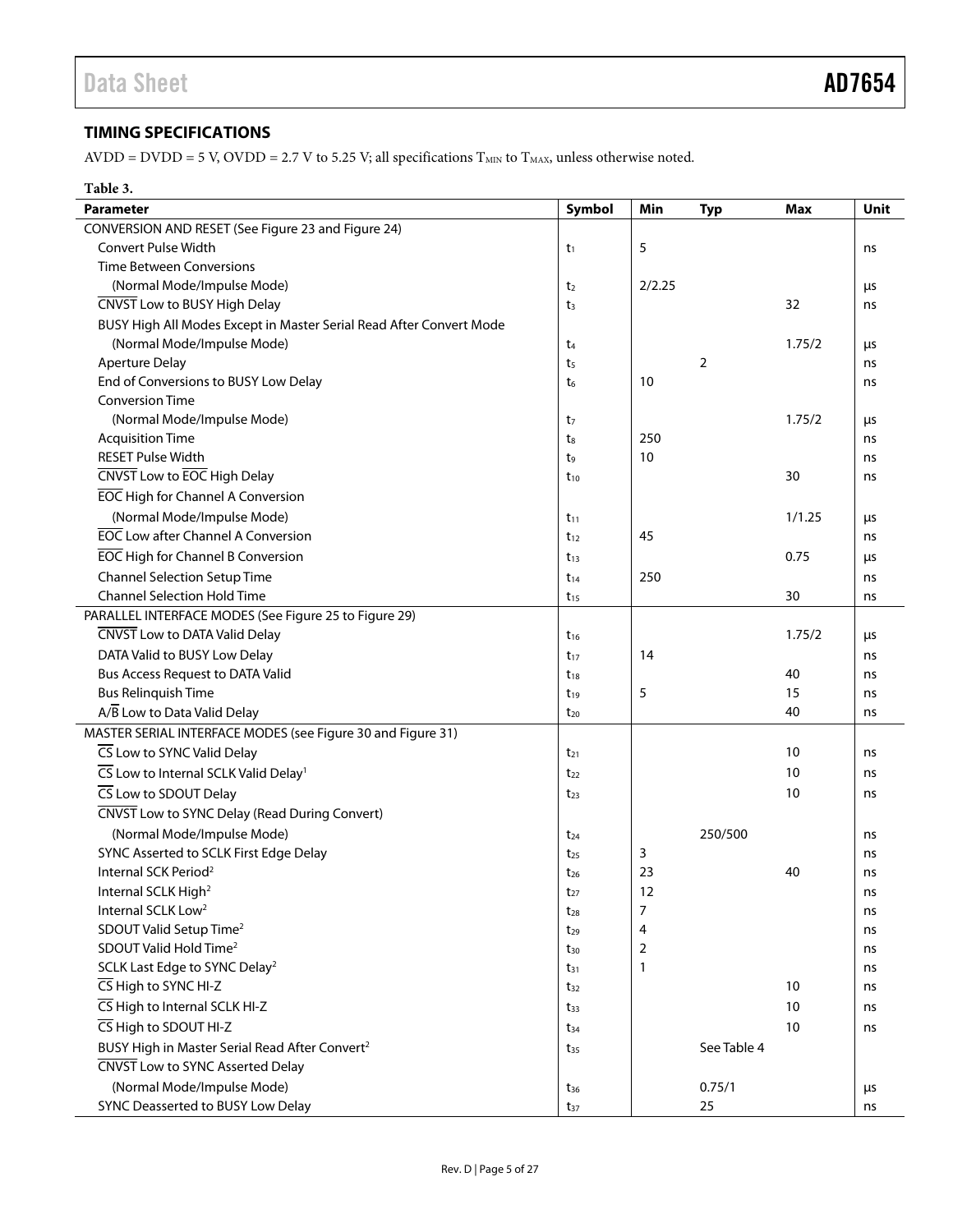## TIMING SPECIFICATIONS

AVDD = DVDD = 5 V, OVDD = 2.7 V to 5.25 V; all specifications $T_{MIN}$ to $T_{MAX}$, unless otherwise noted.

**Table 3.**

| Parameter | Symbol | Min | Typ | Max | Unit |
|---|---|---|---|---|---|
| CONVERSION AND RESET (See Figure 23 and Figure 24) | | | | | |
| Convert Pulse Width | $t_1$ | 5 | | | ns |
| Time Between Conversions | | | | | |
| (Normal Mode/Impulse Mode) | $t_2$ | 2/2.25 | | | µs |
| $\overline{\text{CNVST}}$ Low to BUSY High Delay | $t_3$ | | | 32 | ns |
| BUSY High All Modes Except in Master Serial Read After Convert Mode | | | | | |
| (Normal Mode/Impulse Mode) | $t_4$ | | | 1.75/2 | µs |
| Aperture Delay | $t_5$ | | 2 | | ns |
| End of Conversions to BUSY Low Delay | $t_6$ | 10 | | | ns |
| Conversion Time | | | | | |
| (Normal Mode/Impulse Mode) | $t_7$ | | | 1.75/2 | µs |
| Acquisition Time | $t_8$ | 250 | | | ns |
| RESET Pulse Width | $t_9$ | 10 | | | ns |
| $\overline{\text{CNVST}}$ Low to $\overline{\text{EOC}}$ High Delay | $t_{10}$ | | | 30 | ns |
| $\overline{\text{EOC}}$ High for Channel A Conversion | | | | | |
| (Normal Mode/Impulse Mode) | $t_{11}$ | | | 1/1.25 | µs |
| $\overline{\text{EOC}}$ Low after Channel A Conversion | $t_{12}$ | 45 | | | ns |
| $\overline{\text{EOC}}$ High for Channel B Conversion | $t_{13}$ | | | 0.75 | µs |
| Channel Selection Setup Time | $t_{14}$ | 250 | | | ns |
| Channel Selection Hold Time | $t_{15}$ | | | 30 | ns |
| PARALLEL INTERFACE MODES (See Figure 25 to Figure 29) | | | | | |
| $\overline{\text{CNVST}}$ Low to DATA Valid Delay | $t_{16}$ | | | 1.75/2 | µs |
| DATA Valid to BUSY Low Delay | $t_{17}$ | 14 | | | ns |
| Bus Access Request to DATA Valid | $t_{18}$ | | | 40 | ns |
| Bus Relinquish Time | $t_{19}$ | 5 | | 15 | ns |
| A/$\overline{\text{B}}$ Low to Data Valid Delay | $t_{20}$ | | | 40 | ns |
| MASTER SERIAL INTERFACE MODES (see Figure 30 and Figure 31) | | | | | |
| $\overline{\text{CS}}$ Low to SYNC Valid Delay | $t_{21}$ | | | 10 | ns |
| $\overline{\text{CS}}$ Low to Internal SCLK Valid Delay[1] | $t_{22}$ | | | 10 | ns |
| $\overline{\text{CS}}$ Low to SDOUT Delay | $t_{23}$ | | | 10 | ns |
| $\overline{\text{CNVST}}$ Low to SYNC Delay (Read During Convert) | | | | | |
| (Normal Mode/Impulse Mode) | $t_{24}$ | | 250/500 | | ns |
| SYNC Asserted to SCLK First Edge Delay | $t_{25}$ | 3 | | | ns |
| Internal SCK Period[2] | $t_{26}$ | 23 | | 40 | ns |
| Internal SCLK High[2] | $t_{27}$ | 12 | | | ns |
| Internal SCLK Low[2] | $t_{28}$ | 7 | | | ns |
| SDOUT Valid Setup Time[2] | $t_{29}$ | 4 | | | ns |
| SDOUT Valid Hold Time[2] | $t_{30}$ | 2 | | | ns |
| SCLK Last Edge to SYNC Delay[2] | $t_{31}$ | 1 | | | ns |
| $\overline{\text{CS}}$ High to SYNC HI-Z | $t_{32}$ | | | 10 | ns |
| $\overline{\text{CS}}$ High to Internal SCLK HI-Z | $t_{33}$ | | | 10 | ns |
| $\overline{\text{CS}}$ High to SDOUT HI-Z | $t_{34}$ | | | 10 | ns |
| BUSY High in Master Serial Read After Convert[2] | $t_{35}$ | | See Table 4 | | |
| $\overline{\text{CNVST}}$ Low to SYNC Asserted Delay | | | | | |
| (Normal Mode/Impulse Mode) | $t_{36}$ | | 0.75/1 | | µs |
| SYNC Deasserted to BUSY Low Delay | $t_{37}$ | | 25 | | ns |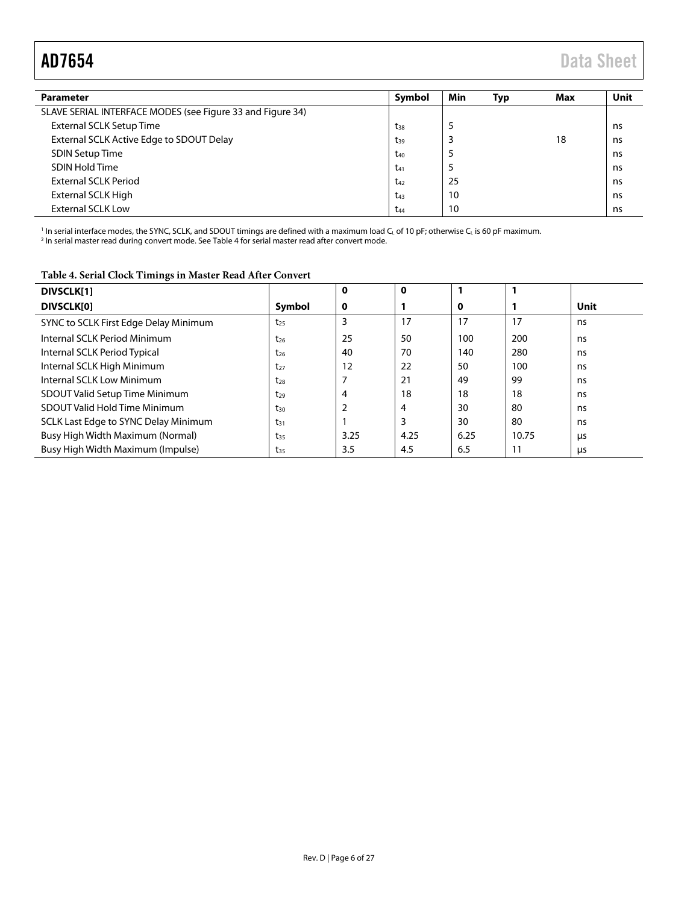| Parameter | Symbol | Min | Typ | Max | Unit |
|---|---|---|---|---|---|
| SLAVE SERIAL INTERFACE MODES (see Figure 33 and Figure 34) | | | | | |
| External SCLK Setup Time | $t_{38}$ | 5 | | | ns |
| External SCLK Active Edge to SDOUT Delay | $t_{39}$ | 3 | | 18 | ns |
| SDIN Setup Time | $t_{40}$ | 5 | | | ns |
| SDIN Hold Time | $t_{41}$ | 5 | | | ns |
| External SCLK Period | $t_{42}$ | 25 | | | ns |
| External SCLK High | $t_{43}$ | 10 | | | ns |
| External SCLK Low | $t_{44}$ | 10 | | | ns |

[1] In serial interface modes, the SYNC, SCLK, and SDOUT timings are defined with a maximum load $C_L$ of 10 pF; otherwise $C_L$ is 60 pF maximum.
[2] In serial master read during convert mode. See Table 4 for serial master read after convert mode.

**Table 4. Serial Clock Timings in Master Read After Convert**

| DIVSCLK[1] | | 0 | 0 | 1 | 1 | |
|---|---|---|---|---|---|---|
| **DIVSCLK[0]** | **Symbol** | **0** | **1** | **0** | **1** | **Unit** |
| SYNC to SCLK First Edge Delay Minimum | $t_{25}$ | 3 | 17 | 17 | 17 | ns |
| Internal SCLK Period Minimum | $t_{26}$ | 25 | 50 | 100 | 200 | ns |
| Internal SCLK Period Typical | $t_{26}$ | 40 | 70 | 140 | 280 | ns |
| Internal SCLK High Minimum | $t_{27}$ | 12 | 22 | 50 | 100 | ns |
| Internal SCLK Low Minimum | $t_{28}$ | 7 | 21 | 49 | 99 | ns |
| SDOUT Valid Setup Time Minimum | $t_{29}$ | 4 | 18 | 18 | 18 | ns |
| SDOUT Valid Hold Time Minimum | $t_{30}$ | 2 | 4 | 30 | 80 | ns |
| SCLK Last Edge to SYNC Delay Minimum | $t_{31}$ | 1 | 3 | 30 | 80 | ns |
| Busy High Width Maximum (Normal) | $t_{35}$ | 3.25 | 4.25 | 6.25 | 10.75 | µs |
| Busy High Width Maximum (Impulse) | $t_{35}$ | 3.5 | 4.5 | 6.5 | 11 | µs |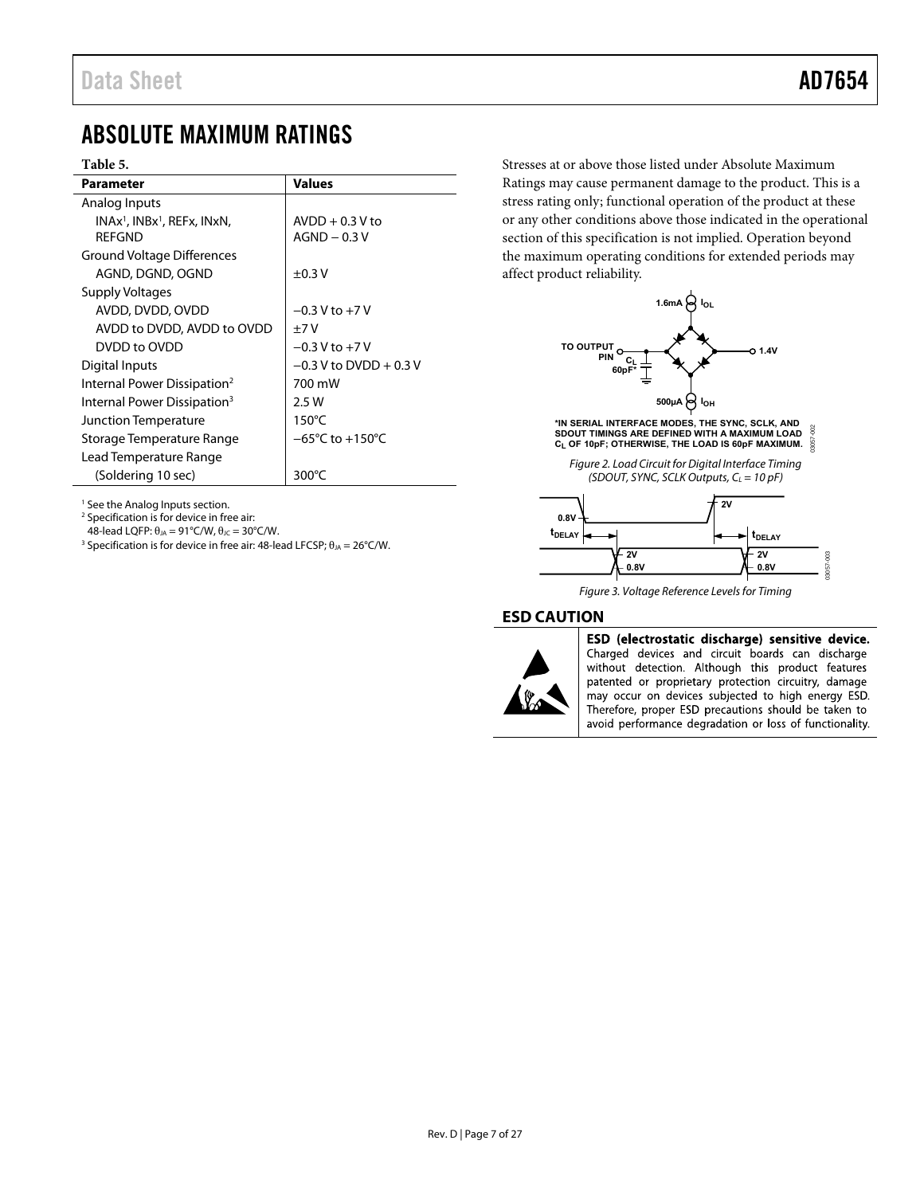# ABSOLUTE MAXIMUM RATINGS

**Table 5.**

| Parameter | Values |
|---|---|
| Analog Inputs | |
| INAx[1], INBx[1], REFx, INxN, REFGND | AVDD + 0.3 V to AGND − 0.3 V |
| Ground Voltage Differences | |
| AGND, DGND, OGND | ±0.3 V |
| Supply Voltages | |
| AVDD, DVDD, OVDD | −0.3 V to +7 V |
| AVDD to DVDD, AVDD to OVDD | ±7 V |
| DVDD to OVDD | −0.3 V to +7 V |
| Digital Inputs | −0.3 V to DVDD + 0.3 V |
| Internal Power Dissipation[2] | 700 mW |
| Internal Power Dissipation[3] | 2.5 W |
| Junction Temperature | 150°C |
| Storage Temperature Range | −65°C to +150°C |
| Lead Temperature Range | |
| (Soldering 10 sec) | 300°C |

[1] See the Analog Inputs section.
[2] Specification is for device in free air: 48-lead LQFP: $\theta_{JA}$ = 91°C/W, $\theta_{JC}$ = 30°C/W.
[3] Specification is for device in free air: 48-lead LFCSP; $\theta_{JA}$ = 26°C/W.

Stresses at or above those listed under Absolute Maximum Ratings may cause permanent damage to the product. This is a stress rating only; functional operation of the product at these or any other conditions above those indicated in the operational section of this specification is not implied. Operation beyond the maximum operating conditions for extended periods may affect product reliability.

*IN SERIAL INTERFACE MODES, THE SYNC, SCLK, AND SDOUT TIMINGS ARE DEFINED WITH A MAXIMUM LOAD $C_L$ OF 10pF; OTHERWISE, THE LOAD IS 60pF MAXIMUM.

*Figure 2. Load Circuit for Digital Interface Timing (SDOUT, SYNC, SCLK Outputs, $C_L$ = 10 pF)*

*Figure 3. Voltage Reference Levels for Timing*

## ESD CAUTION

**ESD (electrostatic discharge) sensitive device.** Charged devices and circuit boards can discharge without detection. Although this product features patented or proprietary protection circuitry, damage may occur on devices subjected to high energy ESD. Therefore, proper ESD precautions should be taken to avoid performance degradation or loss of functionality.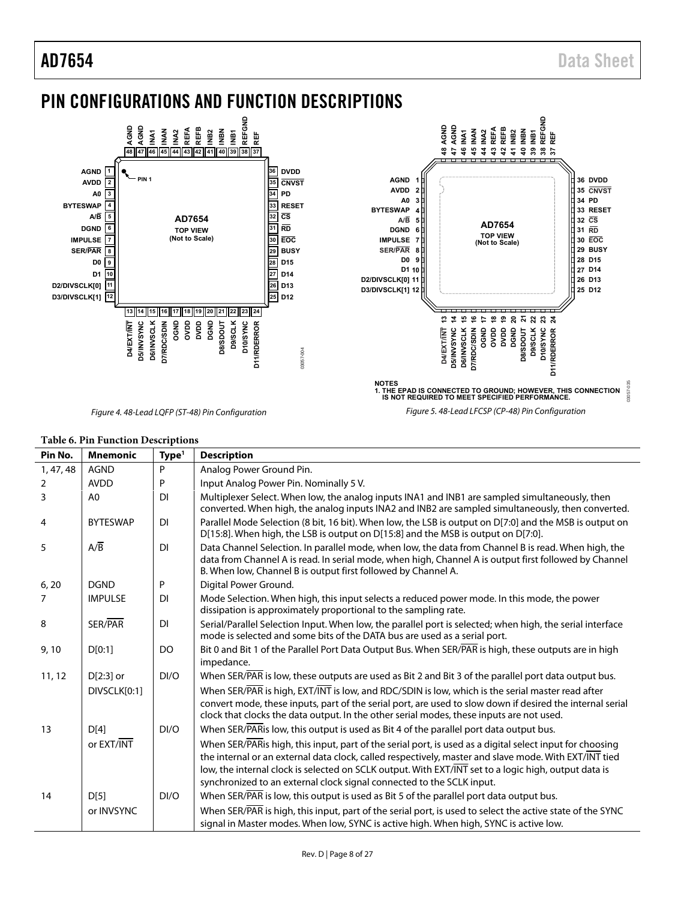## PIN CONFIGURATIONS AND FUNCTION DESCRIPTIONS

Figure 4. 48-Lead LQFP (ST-48) Pin Configuration

NOTES
1. THE EPAD IS CONNECTED TO GROUND; HOWEVER, THIS CONNECTION IS NOT REQUIRED TO MEET SPECIFIED PERFORMANCE.

Figure 5. 48-Lead LFCSP (CP-48) Pin Configuration

**Table 6. Pin Function Descriptions**

| Pin No. | Mnemonic | Type[1] | Description |
|---|---|---|---|
| 1, 47, 48 | AGND | P | Analog Power Ground Pin. |
| 2 | AVDD | P | Input Analog Power Pin. Nominally 5 V. |
| 3 | A0 | DI | Multiplexer Select. When low, the analog inputs INA1 and INB1 are sampled simultaneously, then converted. When high, the analog inputs INA2 and INB2 are sampled simultaneously, then converted. |
| 4 | BYTESWAP | DI | Parallel Mode Selection (8 bit, 16 bit). When low, the LSB is output on D[7:0] and the MSB is output on D[15:8]. When high, the LSB is output on D[15:8] and the MSB is output on D[7:0]. |
| 5 | A/$\overline{\text{B}}$ | DI | Data Channel Selection. In parallel mode, when low, the data from Channel B is read. When high, the data from Channel A is read. In serial mode, when high, Channel A is output first followed by Channel B. When low, Channel B is output first followed by Channel A. |
| 6, 20 | DGND | P | Digital Power Ground. |
| 7 | IMPULSE | DI | Mode Selection. When high, this input selects a reduced power mode. In this mode, the power dissipation is approximately proportional to the sampling rate. |
| 8 | SER/$\overline{\text{PAR}}$ | DI | Serial/Parallel Selection Input. When low, the parallel port is selected; when high, the serial interface mode is selected and some bits of the DATA bus are used as a serial port. |
| 9, 10 | D[0:1] | DO | Bit 0 and Bit 1 of the Parallel Port Data Output Bus. When SER/$\overline{\text{PAR}}$ is high, these outputs are in high impedance. |
| 11, 12 | D[2:3] or DIVSCLK[0:1] | DI/O | When SER/$\overline{\text{PAR}}$ is low, these outputs are used as Bit 2 and Bit 3 of the parallel port data output bus. When SER/$\overline{\text{PAR}}$ is high, EXT/$\overline{\text{INT}}$ is low, and RDC/SDIN is low, which is the serial master read after convert mode, these inputs, part of the serial port, are used to slow down if desired the internal serial clock that clocks the data output. In the other serial modes, these inputs are not used. |
| 13 | D[4] or EXT/$\overline{\text{INT}}$ | DI/O | When SER/$\overline{\text{PAR}}$is low, this output is used as Bit 4 of the parallel port data output bus. When SER/$\overline{\text{PAR}}$is high, this input, part of the serial port, is used as a digital select input for choosing the internal or an external data clock, called respectively, master and slave mode. With EXT/$\overline{\text{INT}}$ tied low, the internal clock is selected on SCLK output. With EXT/$\overline{\text{INT}}$ set to a logic high, output data is synchronized to an external clock signal connected to the SCLK input. |
| 14 | D[5] or INVSYNC | DI/O | When SER/$\overline{\text{PAR}}$ is low, this output is used as Bit 5 of the parallel port data output bus. When SER/$\overline{\text{PAR}}$ is high, this input, part of the serial port, is used to select the active state of the SYNC signal in Master modes. When low, SYNC is active high. When high, SYNC is active low. |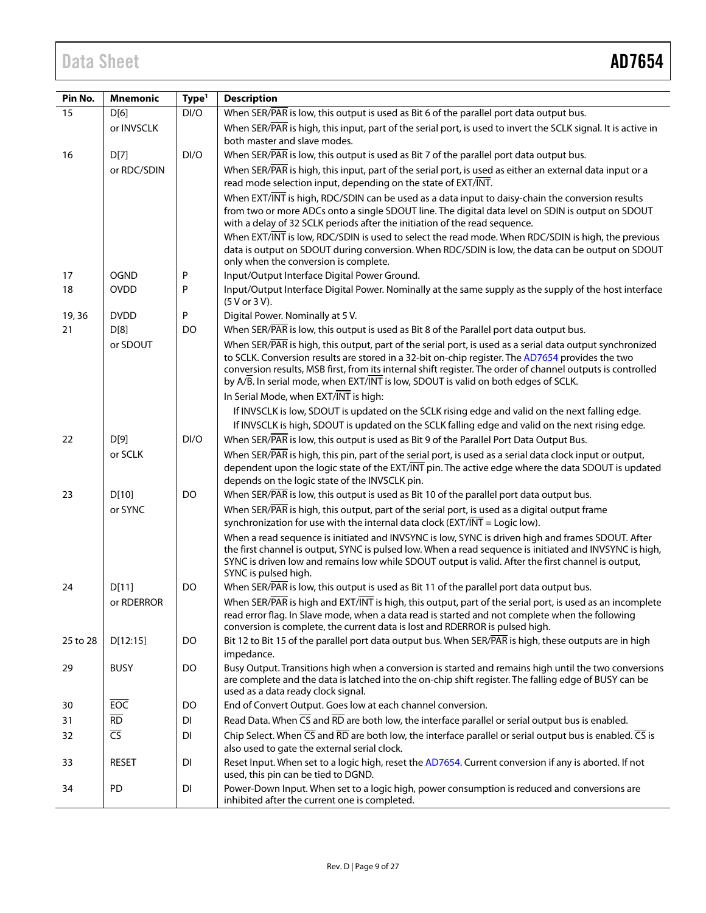| Pin No. | Mnemonic | Type[1] | Description |
|---|---|---|---|
| 15 | D[6] | DI/O | When SER/$\overline{\text{PAR}}$ is low, this output is used as Bit 6 of the parallel port data output bus. |
| | or INVSCLK | | When SER/$\overline{\text{PAR}}$ is high, this input, part of the serial port, is used to invert the SCLK signal. It is active in both master and slave modes. |
| 16 | D[7] | DI/O | When SER/$\overline{\text{PAR}}$ is low, this output is used as Bit 7 of the parallel port data output bus. |
| | or RDC/SDIN | | When SER/$\overline{\text{PAR}}$ is high, this input, part of the serial port, is used as either an external data input or a read mode selection input, depending on the state of EXT/$\overline{\text{INT}}$. |
| | | | When EXT/$\overline{\text{INT}}$ is high, RDC/SDIN can be used as a data input to daisy-chain the conversion results from two or more ADCs onto a single SDOUT line. The digital data level on SDIN is output on SDOUT with a delay of 32 SCLK periods after the initiation of the read sequence. |
| | | | When EXT/$\overline{\text{INT}}$ is low, RDC/SDIN is used to select the read mode. When RDC/SDIN is high, the previous data is output on SDOUT during conversion. When RDC/SDIN is low, the data can be output on SDOUT only when the conversion is complete. |
| 17 | OGND | P | Input/Output Interface Digital Power Ground. |
| 18 | OVDD | P | Input/Output Interface Digital Power. Nominally at the same supply as the supply of the host interface (5 V or 3 V). |
| 19, 36 | DVDD | P | Digital Power. Nominally at 5 V. |
| 21 | D[8] | DO | When SER/$\overline{\text{PAR}}$ is low, this output is used as Bit 8 of the Parallel port data output bus. |
| | or SDOUT | | When SER/$\overline{\text{PAR}}$ is high, this output, part of the serial port, is used as a serial data output synchronized to SCLK. Conversion results are stored in a 32-bit on-chip register. The AD7654 provides the two conversion results, MSB first, from its internal shift register. The order of channel outputs is controlled by A/$\overline{\text{B}}$. In serial mode, when EXT/$\overline{\text{INT}}$ is low, SDOUT is valid on both edges of SCLK. |
| | | | In Serial Mode, when EXT/$\overline{\text{INT}}$ is high: |
| | | | If INVSCLK is low, SDOUT is updated on the SCLK rising edge and valid on the next falling edge. |
| | | | If INVSCLK is high, SDOUT is updated on the SCLK falling edge and valid on the next rising edge. |
| 22 | D[9] | DI/O | When SER/$\overline{\text{PAR}}$ is low, this output is used as Bit 9 of the Parallel Port Data Output Bus. |
| | or SCLK | | When SER/$\overline{\text{PAR}}$ is high, this pin, part of the serial port, is used as a serial data clock input or output, dependent upon the logic state of the EXT/$\overline{\text{INT}}$ pin. The active edge where the data SDOUT is updated depends on the logic state of the INVSCLK pin. |
| 23 | D[10] | DO | When SER/$\overline{\text{PAR}}$ is low, this output is used as Bit 10 of the parallel port data output bus. |
| | or SYNC | | When SER/$\overline{\text{PAR}}$ is high, this output, part of the serial port, is used as a digital output frame synchronization for use with the internal data clock (EXT/$\overline{\text{INT}}$ = Logic low). |
| | | | When a read sequence is initiated and INVSYNC is low, SYNC is driven high and frames SDOUT. After the first channel is output, SYNC is pulsed low. When a read sequence is initiated and INVSYNC is high, SYNC is driven low and remains low while SDOUT output is valid. After the first channel is output, SYNC is pulsed high. |
| 24 | D[11] | DO | When SER/$\overline{\text{PAR}}$ is low, this output is used as Bit 11 of the parallel port data output bus. |
| | or RDERROR | | When SER/$\overline{\text{PAR}}$ is high and EXT/$\overline{\text{INT}}$ is high, this output, part of the serial port, is used as an incomplete read error flag. In Slave mode, when a data read is started and not complete when the following conversion is complete, the current data is lost and RDERROR is pulsed high. |
| 25 to 28 | D[12:15] | DO | Bit 12 to Bit 15 of the parallel port data output bus. When SER/$\overline{\text{PAR}}$ is high, these outputs are in high impedance. |
| 29 | BUSY | DO | Busy Output. Transitions high when a conversion is started and remains high until the two conversions are complete and the data is latched into the on-chip shift register. The falling edge of BUSY can be used as a data ready clock signal. |
| 30 | $\overline{\text{EOC}}$ | DO | End of Convert Output. Goes low at each channel conversion. |
| 31 | $\overline{\text{RD}}$ | DI | Read Data. When $\overline{\text{CS}}$ and $\overline{\text{RD}}$ are both low, the interface parallel or serial output bus is enabled. |
| 32 | $\overline{\text{CS}}$ | DI | Chip Select. When $\overline{\text{CS}}$ and $\overline{\text{RD}}$ are both low, the interface parallel or serial output bus is enabled. $\overline{\text{CS}}$ is also used to gate the external serial clock. |
| 33 | RESET | DI | Reset Input. When set to a logic high, reset the AD7654. Current conversion if any is aborted. If not used, this pin can be tied to DGND. |
| 34 | PD | DI | Power-Down Input. When set to a logic high, power consumption is reduced and conversions are inhibited after the current one is completed. |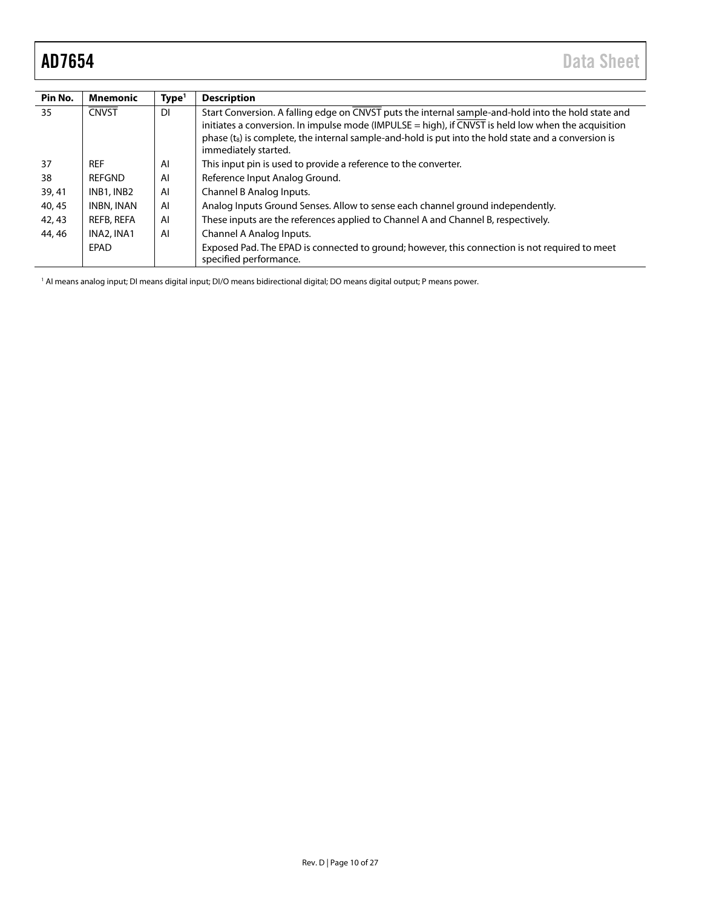| Pin No. | Mnemonic | Type[1] | Description |
|---|---|---|---|
| 35 | $\overline{\text{CNVST}}$ | DI | Start Conversion. A falling edge on $\overline{\text{CNVST}}$ puts the internal sample-and-hold into the hold state and initiates a conversion. In impulse mode (IMPULSE = high), if $\overline{\text{CNVST}}$ is held low when the acquisition phase ($t_8$) is complete, the internal sample-and-hold is put into the hold state and a conversion is immediately started. |
| 37 | REF | AI | This input pin is used to provide a reference to the converter. |
| 38 | REFGND | AI | Reference Input Analog Ground. |
| 39, 41 | INB1, INB2 | AI | Channel B Analog Inputs. |
| 40, 45 | INBN, INAN | AI | Analog Inputs Ground Senses. Allow to sense each channel ground independently. |
| 42, 43 | REFB, REFA | AI | These inputs are the references applied to Channel A and Channel B, respectively. |
| 44, 46 | INA2, INA1 | AI | Channel A Analog Inputs. |
| | EPAD | | Exposed Pad. The EPAD is connected to ground; however, this connection is not required to meet specified performance. |

[1] AI means analog input; DI means digital input; DI/O means bidirectional digital; DO means digital output; P means power.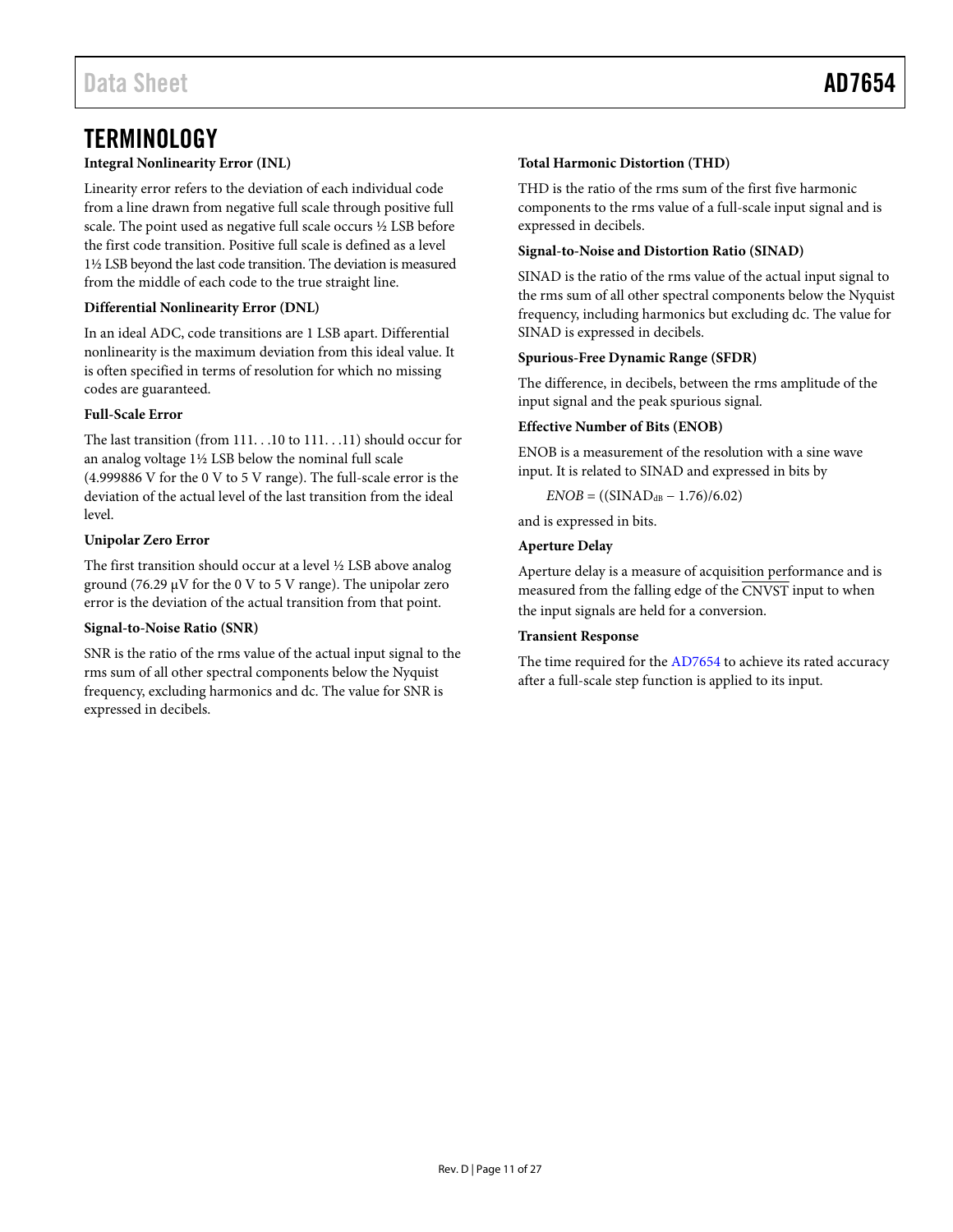# TERMINOLOGY

**Integral Nonlinearity Error (INL)**

Linearity error refers to the deviation of each individual code from a line drawn from negative full scale through positive full scale. The point used as negative full scale occurs ½ LSB before the first code transition. Positive full scale is defined as a level 1½ LSB beyond the last code transition. The deviation is measured from the middle of each code to the true straight line.

**Differential Nonlinearity Error (DNL)**

In an ideal ADC, code transitions are 1 LSB apart. Differential nonlinearity is the maximum deviation from this ideal value. It is often specified in terms of resolution for which no missing codes are guaranteed.

**Full-Scale Error**

The last transition (from 111. . .10 to 111. . .11) should occur for an analog voltage 1½ LSB below the nominal full scale (4.999886 V for the 0 V to 5 V range). The full-scale error is the deviation of the actual level of the last transition from the ideal level.

**Unipolar Zero Error**

The first transition should occur at a level ½ LSB above analog ground (76.29 µV for the 0 V to 5 V range). The unipolar zero error is the deviation of the actual transition from that point.

**Signal-to-Noise Ratio (SNR)**

SNR is the ratio of the rms value of the actual input signal to the rms sum of all other spectral components below the Nyquist frequency, excluding harmonics and dc. The value for SNR is expressed in decibels.

**Total Harmonic Distortion (THD)**

THD is the ratio of the rms sum of the first five harmonic components to the rms value of a full-scale input signal and is expressed in decibels.

**Signal-to-Noise and Distortion Ratio (SINAD)**

SINAD is the ratio of the rms value of the actual input signal to the rms sum of all other spectral components below the Nyquist frequency, including harmonics but excluding dc. The value for SINAD is expressed in decibels.

**Spurious-Free Dynamic Range (SFDR)**

The difference, in decibels, between the rms amplitude of the input signal and the peak spurious signal.

**Effective Number of Bits (ENOB)**

ENOB is a measurement of the resolution with a sine wave input. It is related to SINAD and expressed in bits by

$$ENOB = ((SINAD_{dB} - 1.76)/6.02)$$

and is expressed in bits.

**Aperture Delay**

Aperture delay is a measure of acquisition performance and is measured from the falling edge of the $\overline{\text{CNVST}}$ input to when the input signals are held for a conversion.

**Transient Response**

The time required for the AD7654 to achieve its rated accuracy after a full-scale step function is applied to its input.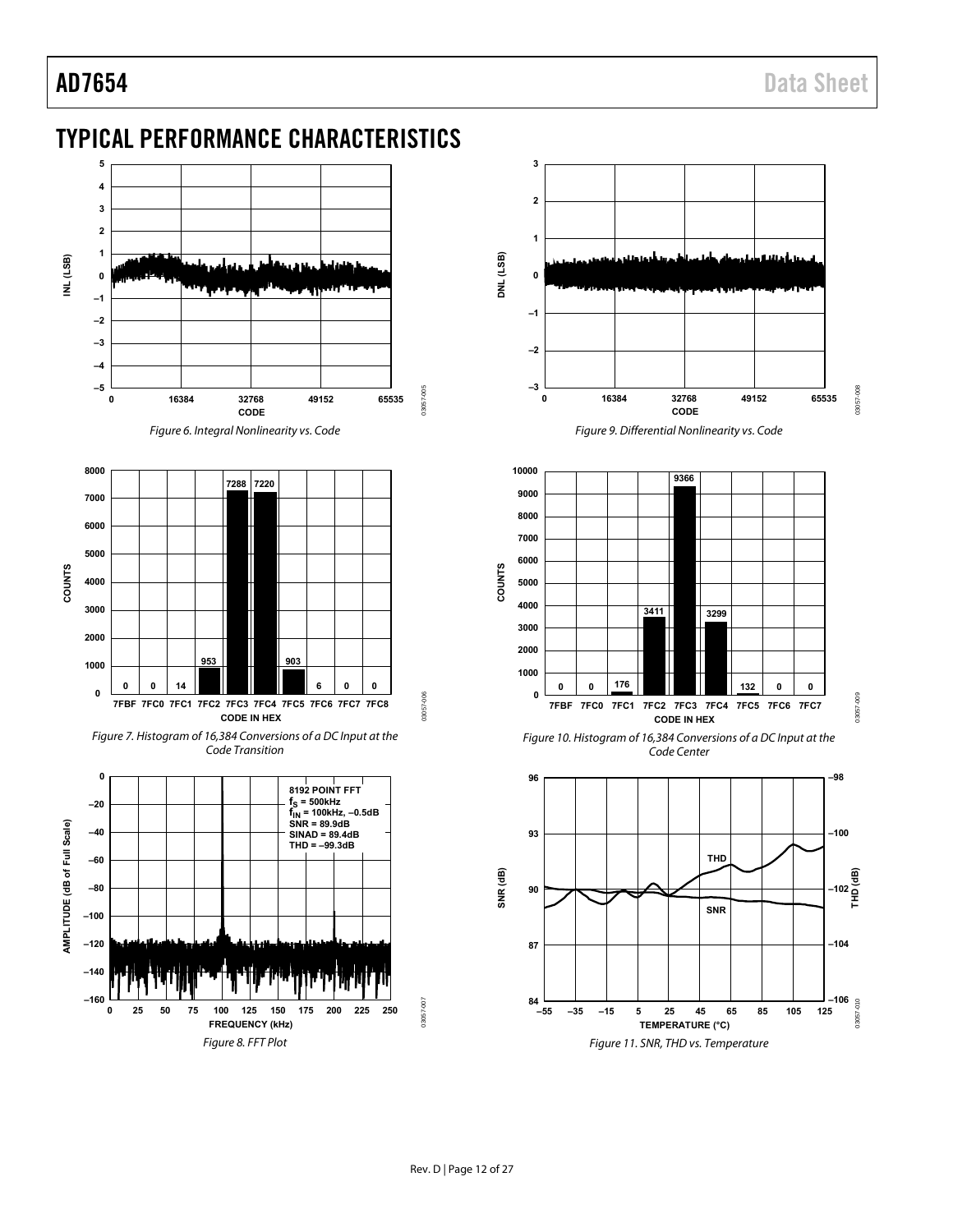# TYPICAL PERFORMANCE CHARACTERISTICS

Figure 6. Integral Nonlinearity vs. Code

Figure 7. Histogram of 16,384 Conversions of a DC Input at the Code Transition

Figure 8. FFT Plot

Figure 9. Differential Nonlinearity vs. Code

Figure 10. Histogram of 16,384 Conversions of a DC Input at the Code Center

Figure 11. SNR, THD vs. Temperature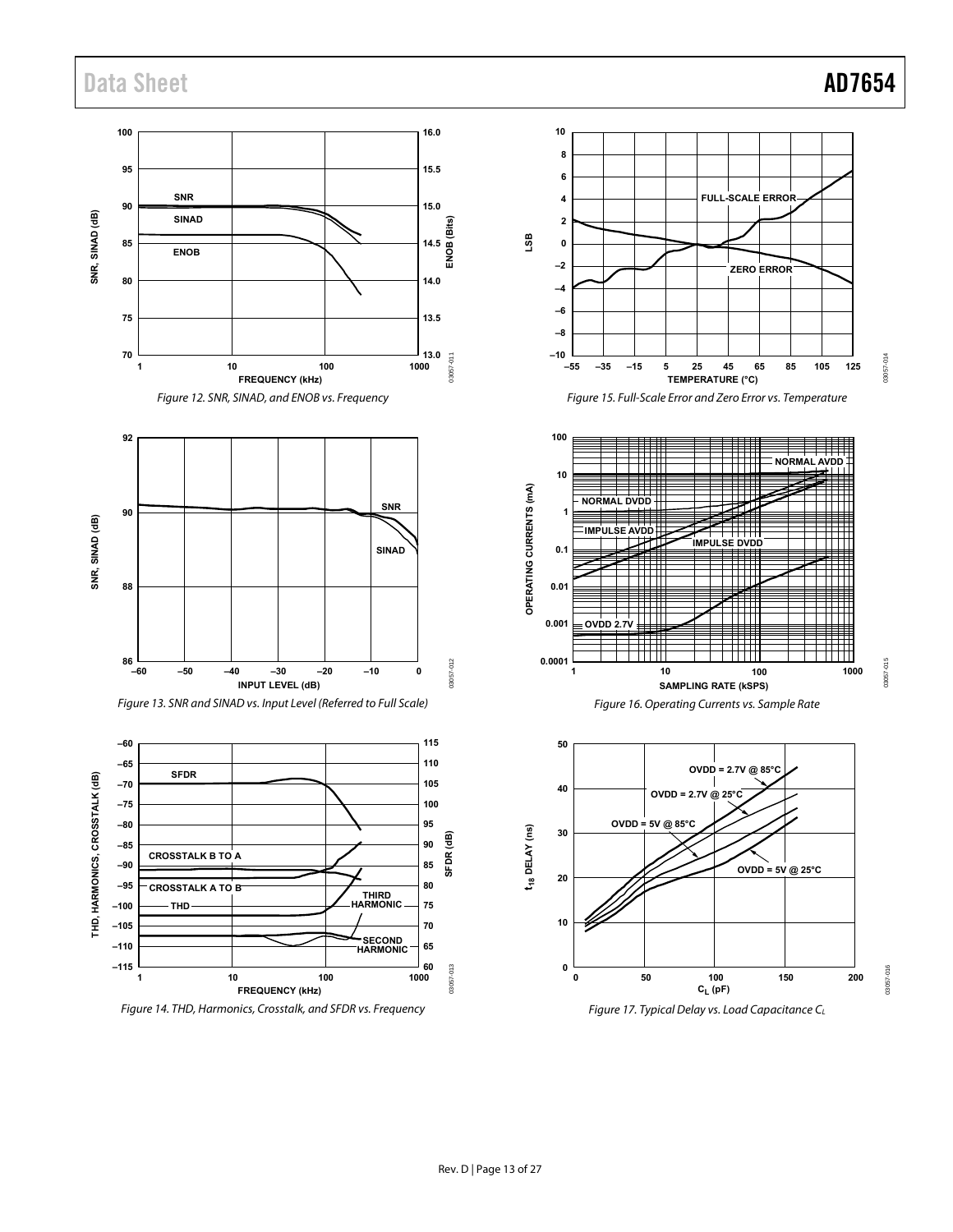Figure 12. SNR, SINAD, and ENOB vs. Frequency

Figure 13. SNR and SINAD vs. Input Level (Referred to Full Scale)

Figure 14. THD, Harmonics, Crosstalk, and SFDR vs. Frequency

Figure 15. Full-Scale Error and Zero Error vs. Temperature

Figure 16. Operating Currents vs. Sample Rate

Figure 17. Typical Delay vs. Load Capacitance $C_L$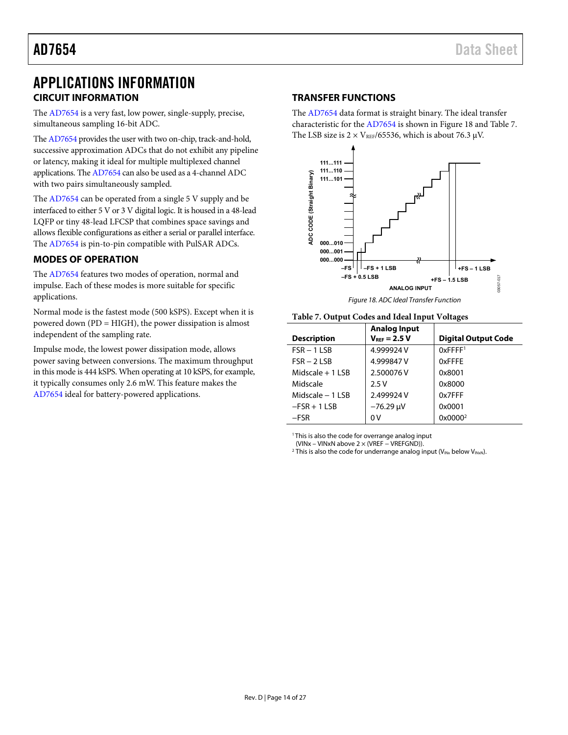# APPLICATIONS INFORMATION

## CIRCUIT INFORMATION

The AD7654 is a very fast, low power, single-supply, precise, simultaneous sampling 16-bit ADC.

The AD7654 provides the user with two on-chip, track-and-hold, successive approximation ADCs that do not exhibit any pipeline or latency, making it ideal for multiple multiplexed channel applications. The AD7654 can also be used as a 4-channel ADC with two pairs simultaneously sampled.

The AD7654 can be operated from a single 5 V supply and be interfaced to either 5 V or 3 V digital logic. It is housed in a 48-lead LQFP or tiny 48-lead LFCSP that combines space savings and allows flexible configurations as either a serial or parallel interface. The AD7654 is pin-to-pin compatible with PulSAR ADCs.

## MODES OF OPERATION

The AD7654 features two modes of operation, normal and impulse. Each of these modes is more suitable for specific applications.

Normal mode is the fastest mode (500 kSPS). Except when it is powered down (PD = HIGH), the power dissipation is almost independent of the sampling rate.

Impulse mode, the lowest power dissipation mode, allows power saving between conversions. The maximum throughput in this mode is 444 kSPS. When operating at 10 kSPS, for example, it typically consumes only 2.6 mW. This feature makes the AD7654 ideal for battery-powered applications.

## TRANSFER FUNCTIONS

The AD7654 data format is straight binary. The ideal transfer characteristic for the AD7654 is shown in Figure 18 and Table 7. The LSB size is $2 \times V_{REF}/65536$, which is about 76.3 µV.

*Figure 18. ADC Ideal Transfer Function*

**Table 7. Output Codes and Ideal Input Voltages**

| Description | Analog Input $V_{REF}$ = 2.5 V | Digital Output Code |
|---|---|---|
| FSR – 1 LSB | 4.999924 V | 0xFFFF[1] |
| FSR – 2 LSB | 4.999847 V | 0xFFFE |
| Midscale + 1 LSB | 2.500076 V | 0x8001 |
| Midscale | 2.5 V | 0x8000 |
| Midscale – 1 LSB | 2.499924 V | 0x7FFF |
| –FSR + 1 LSB | –76.29 µV | 0x0001 |
| –FSR | 0 V | 0x0000[2] |

[1] This is also the code for overrange analog input (VINx – VINxN above 2 × (VREF – VREFGND)).
[2] This is also the code for underrange analog input ($V_{INx}$ below $V_{INxN}$).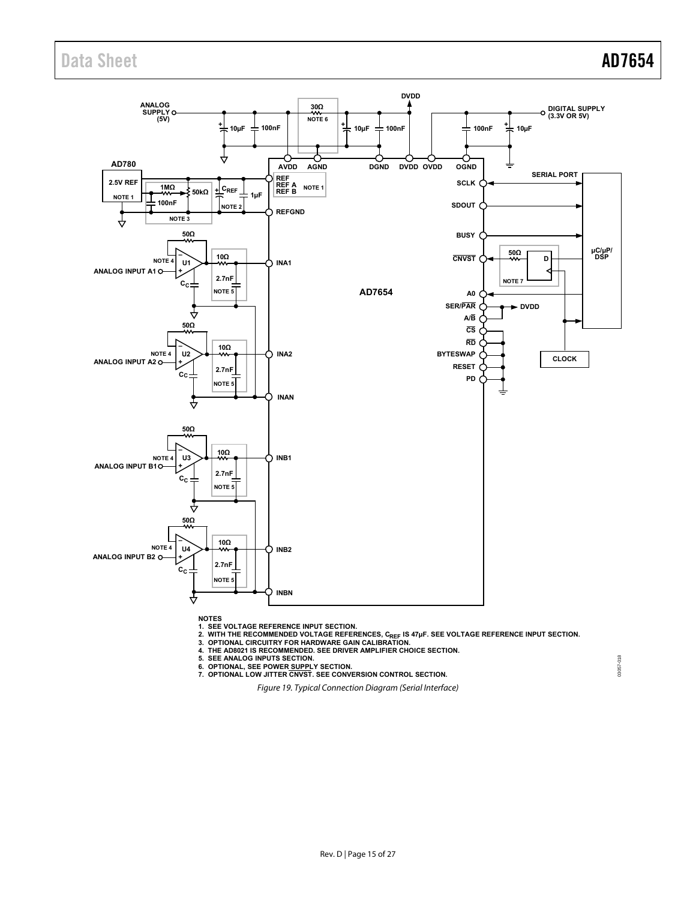NOTES
1. SEE VOLTAGE REFERENCE INPUT SECTION.
2. WITH THE RECOMMENDED VOLTAGE REFERENCES, $C_{REF}$ IS 47µF. SEE VOLTAGE REFERENCE INPUT SECTION.
3. OPTIONAL CIRCUITRY FOR HARDWARE GAIN CALIBRATION.
4. THE AD8021 IS RECOMMENDED. SEE DRIVER AMPLIFIER CHOICE SECTION.
5. SEE ANALOG INPUTS SECTION.
6. OPTIONAL, SEE POWER SUPPLY SECTION.
7. OPTIONAL LOW JITTER CNVST. SEE CONVERSION CONTROL SECTION.

*Figure 19. Typical Connection Diagram (Serial Interface)*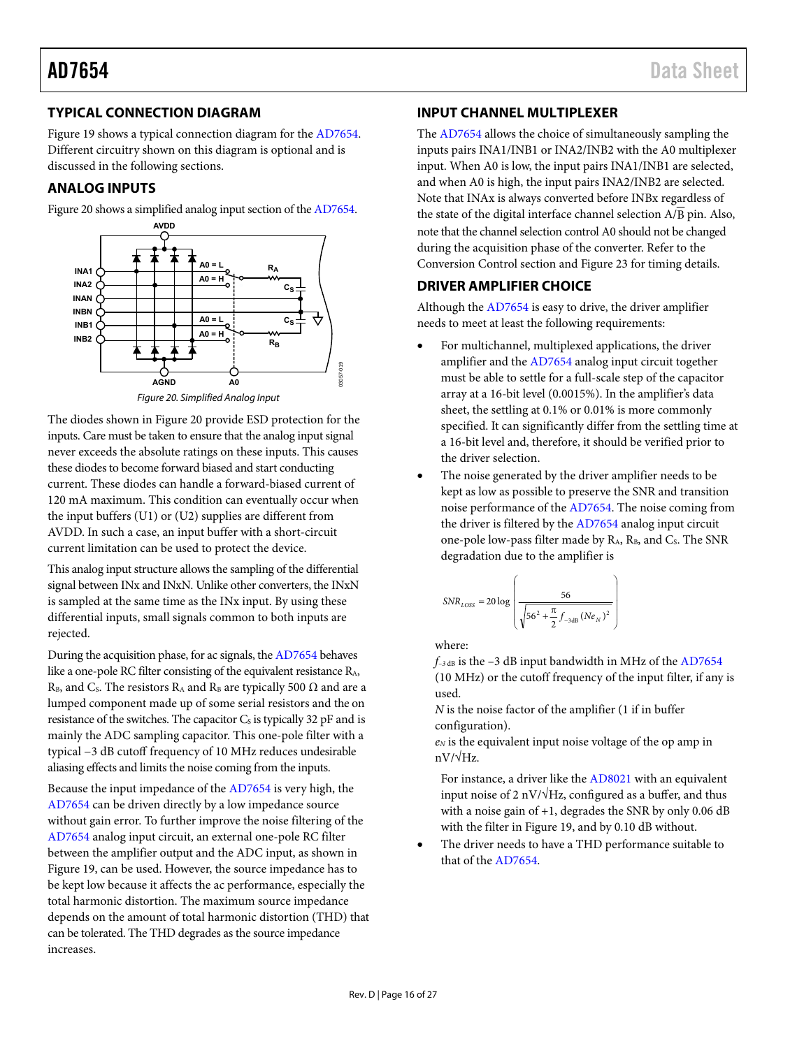## TYPICAL CONNECTION DIAGRAM

Figure 19 shows a typical connection diagram for the AD7654. Different circuitry shown on this diagram is optional and is discussed in the following sections.

## ANALOG INPUTS

Figure 20 shows a simplified analog input section of the AD7654.

Figure 20. Simplified Analog Input

The diodes shown in Figure 20 provide ESD protection for the inputs. Care must be taken to ensure that the analog input signal never exceeds the absolute ratings on these inputs. This causes these diodes to become forward biased and start conducting current. These diodes can handle a forward-biased current of 120 mA maximum. This condition can eventually occur when the input buffers (U1) or (U2) supplies are different from AVDD. In such a case, an input buffer with a short-circuit current limitation can be used to protect the device.

This analog input structure allows the sampling of the differential signal between INx and INxN. Unlike other converters, the INxN is sampled at the same time as the INx input. By using these differential inputs, small signals common to both inputs are rejected.

During the acquisition phase, for ac signals, the AD7654 behaves like a one-pole RC filter consisting of the equivalent resistance $R_A$, $R_B$, and $C_S$. The resistors $R_A$ and $R_B$ are typically 500 Ω and are a lumped component made up of some serial resistors and the on resistance of the switches. The capacitor $C_S$ is typically 32 pF and is mainly the ADC sampling capacitor. This one-pole filter with a typical −3 dB cutoff frequency of 10 MHz reduces undesirable aliasing effects and limits the noise coming from the inputs.

Because the input impedance of the AD7654 is very high, the AD7654 can be driven directly by a low impedance source without gain error. To further improve the noise filtering of the AD7654 analog input circuit, an external one-pole RC filter between the amplifier output and the ADC input, as shown in Figure 19, can be used. However, the source impedance has to be kept low because it affects the ac performance, especially the total harmonic distortion. The maximum source impedance depends on the amount of total harmonic distortion (THD) that can be tolerated. The THD degrades as the source impedance increases.

## INPUT CHANNEL MULTIPLEXER

The AD7654 allows the choice of simultaneously sampling the inputs pairs INA1/INB1 or INA2/INB2 with the A0 multiplexer input. When A0 is low, the input pairs INA1/INB1 are selected, and when A0 is high, the input pairs INA2/INB2 are selected. Note that INAx is always converted before INBx regardless of the state of the digital interface channel selection $A/\overline{B}$ pin. Also, note that the channel selection control A0 should not be changed during the acquisition phase of the converter. Refer to the Conversion Control section and Figure 23 for timing details.

## DRIVER AMPLIFIER CHOICE

Although the AD7654 is easy to drive, the driver amplifier needs to meet at least the following requirements:

- For multichannel, multiplexed applications, the driver amplifier and the AD7654 analog input circuit together must be able to settle for a full-scale step of the capacitor array at a 16-bit level (0.0015%). In the amplifier's data sheet, the settling at 0.1% or 0.01% is more commonly specified. It can significantly differ from the settling time at a 16-bit level and, therefore, it should be verified prior to the driver selection.
- The noise generated by the driver amplifier needs to be kept as low as possible to preserve the SNR and transition noise performance of the AD7654. The noise coming from the driver is filtered by the AD7654 analog input circuit one-pole low-pass filter made by $R_A$, $R_B$, and $C_S$. The SNR degradation due to the amplifier is

$$SNR_{LOSS} = 20\log\left(\frac{56}{\sqrt{56^2 + \frac{\pi}{2} f_{-3\text{dB}} (Ne_N)^2}}\right)$$

  where:
  $f_{-3\text{ dB}}$ is the −3 dB input bandwidth in MHz of the AD7654 (10 MHz) or the cutoff frequency of the input filter, if any is used.
  $N$ is the noise factor of the amplifier (1 if in buffer configuration).
  $e_N$ is the equivalent input noise voltage of the op amp in nV/√Hz.

  For instance, a driver like the AD8021 with an equivalent input noise of 2 nV/√Hz, configured as a buffer, and thus with a noise gain of +1, degrades the SNR by only 0.06 dB with the filter in Figure 19, and by 0.10 dB without.
- The driver needs to have a THD performance suitable to that of the AD7654.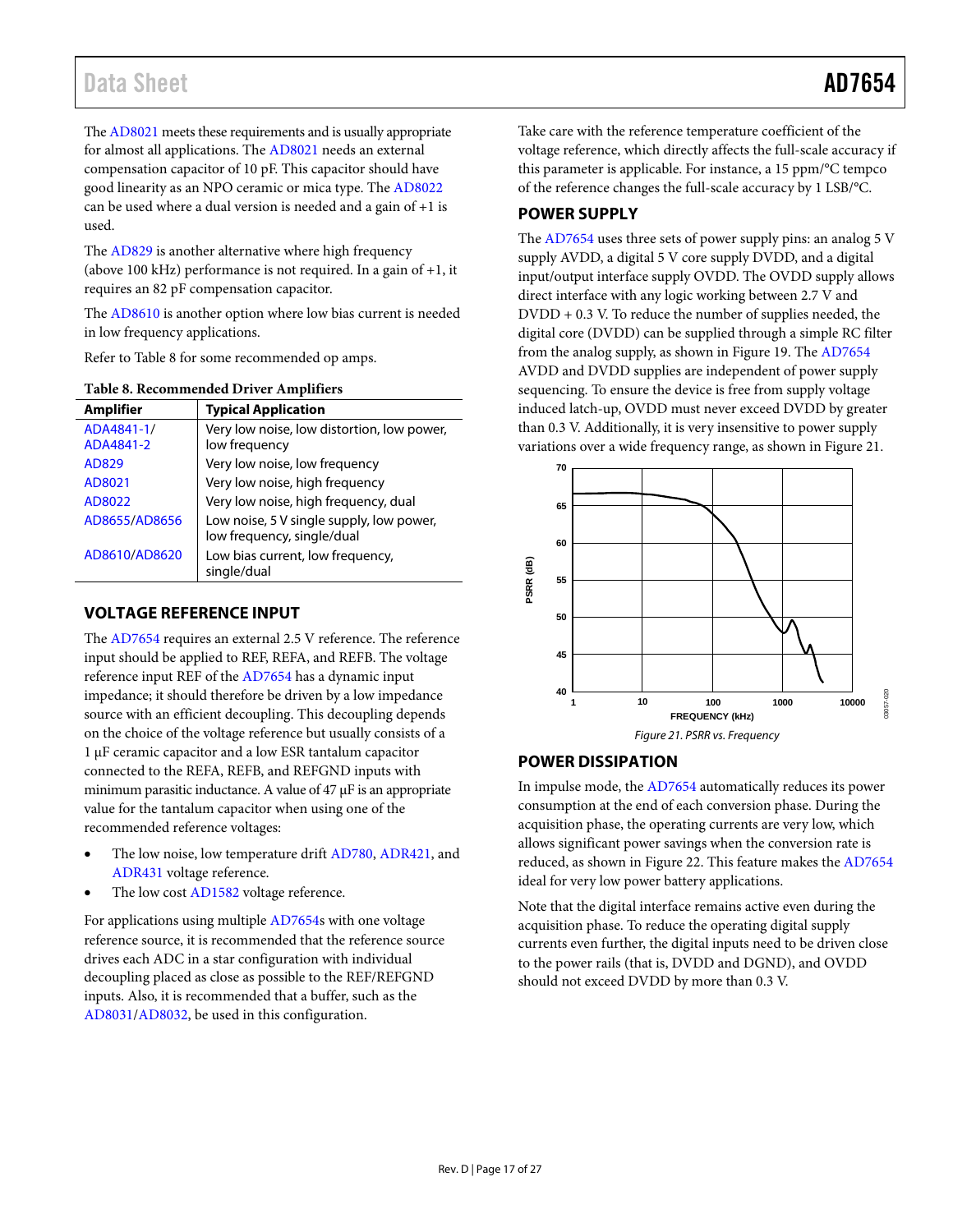The AD8021 meets these requirements and is usually appropriate for almost all applications. The AD8021 needs an external compensation capacitor of 10 pF. This capacitor should have good linearity as an NPO ceramic or mica type. The AD8022 can be used where a dual version is needed and a gain of +1 is used.

The AD829 is another alternative where high frequency (above 100 kHz) performance is not required. In a gain of +1, it requires an 82 pF compensation capacitor.

The AD8610 is another option where low bias current is needed in low frequency applications.

Refer to Table 8 for some recommended op amps.

**Table 8. Recommended Driver Amplifiers**

| Amplifier | Typical Application |
|---|---|
| ADA4841-1/ ADA4841-2 | Very low noise, low distortion, low power, low frequency |
| AD829 | Very low noise, low frequency |
| AD8021 | Very low noise, high frequency |
| AD8022 | Very low noise, high frequency, dual |
| AD8655/AD8656 | Low noise, 5 V single supply, low power, low frequency, single/dual |
| AD8610/AD8620 | Low bias current, low frequency, single/dual |

## VOLTAGE REFERENCE INPUT

The AD7654 requires an external 2.5 V reference. The reference input should be applied to REF, REFA, and REFB. The voltage reference input REF of the AD7654 has a dynamic input impedance; it should therefore be driven by a low impedance source with an efficient decoupling. This decoupling depends on the choice of the voltage reference but usually consists of a 1 µF ceramic capacitor and a low ESR tantalum capacitor connected to the REFA, REFB, and REFGND inputs with minimum parasitic inductance. A value of 47 µF is an appropriate value for the tantalum capacitor when using one of the recommended reference voltages:

- The low noise, low temperature drift AD780, ADR421, and ADR431 voltage reference.
- The low cost AD1582 voltage reference.

For applications using multiple AD7654s with one voltage reference source, it is recommended that the reference source drives each ADC in a star configuration with individual decoupling placed as close as possible to the REF/REFGND inputs. Also, it is recommended that a buffer, such as the AD8031/AD8032, be used in this configuration.

Take care with the reference temperature coefficient of the voltage reference, which directly affects the full-scale accuracy if this parameter is applicable. For instance, a 15 ppm/°C tempco of the reference changes the full-scale accuracy by 1 LSB/°C.

## POWER SUPPLY

The AD7654 uses three sets of power supply pins: an analog 5 V supply AVDD, a digital 5 V core supply DVDD, and a digital input/output interface supply OVDD. The OVDD supply allows direct interface with any logic working between 2.7 V and DVDD + 0.3 V. To reduce the number of supplies needed, the digital core (DVDD) can be supplied through a simple RC filter from the analog supply, as shown in Figure 19. The AD7654 AVDD and DVDD supplies are independent of power supply sequencing. To ensure the device is free from supply voltage induced latch-up, OVDD must never exceed DVDD by greater than 0.3 V. Additionally, it is very insensitive to power supply variations over a wide frequency range, as shown in Figure 21.

*Figure 21. PSRR vs. Frequency*

## POWER DISSIPATION

In impulse mode, the AD7654 automatically reduces its power consumption at the end of each conversion phase. During the acquisition phase, the operating currents are very low, which allows significant power savings when the conversion rate is reduced, as shown in Figure 22. This feature makes the AD7654 ideal for very low power battery applications.

Note that the digital interface remains active even during the acquisition phase. To reduce the operating digital supply currents even further, the digital inputs need to be driven close to the power rails (that is, DVDD and DGND), and OVDD should not exceed DVDD by more than 0.3 V.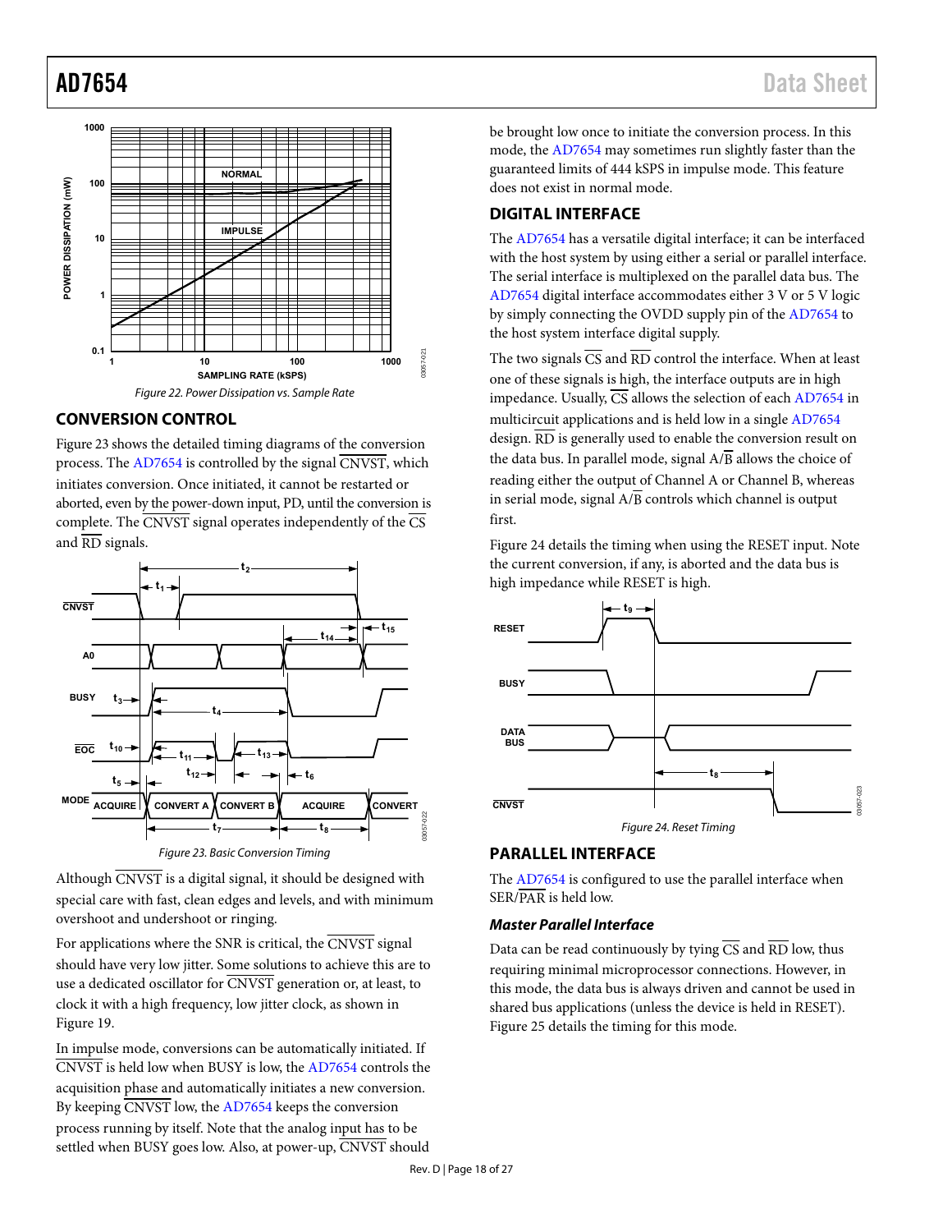Figure 22. Power Dissipation vs. Sample Rate

## CONVERSION CONTROL

Figure 23 shows the detailed timing diagrams of the conversion process. The AD7654 is controlled by the signal $\overline{CNVST}$, which initiates conversion. Once initiated, it cannot be restarted or aborted, even by the power-down input, PD, until the conversion is complete. The $\overline{CNVST}$ signal operates independently of the $\overline{CS}$ and $\overline{RD}$ signals.

Figure 23. Basic Conversion Timing

Although $\overline{CNVST}$ is a digital signal, it should be designed with special care with fast, clean edges and levels, and with minimum overshoot and undershoot or ringing.

For applications where the SNR is critical, the $\overline{CNVST}$ signal should have very low jitter. Some solutions to achieve this are to use a dedicated oscillator for $\overline{CNVST}$ generation or, at least, to clock it with a high frequency, low jitter clock, as shown in Figure 19.

In impulse mode, conversions can be automatically initiated. If $\overline{CNVST}$ is held low when BUSY is low, the AD7654 controls the acquisition phase and automatically initiates a new conversion. By keeping $\overline{CNVST}$ low, the AD7654 keeps the conversion process running by itself. Note that the analog input has to be settled when BUSY goes low. Also, at power-up, $\overline{CNVST}$ should be brought low once to initiate the conversion process. In this mode, the AD7654 may sometimes run slightly faster than the guaranteed limits of 444 kSPS in impulse mode. This feature does not exist in normal mode.

## DIGITAL INTERFACE

The AD7654 has a versatile digital interface; it can be interfaced with the host system by using either a serial or parallel interface. The serial interface is multiplexed on the parallel data bus. The AD7654 digital interface accommodates either 3 V or 5 V logic by simply connecting the OVDD supply pin of the AD7654 to the host system interface digital supply.

The two signals $\overline{CS}$ and $\overline{RD}$ control the interface. When at least one of these signals is high, the interface outputs are in high impedance. Usually, $\overline{CS}$ allows the selection of each AD7654 in multicircuit applications and is held low in a single AD7654 design. $\overline{RD}$ is generally used to enable the conversion result on the data bus. In parallel mode, signal A/$\overline{B}$ allows the choice of reading either the output of Channel A or Channel B, whereas in serial mode, signal A/$\overline{B}$ controls which channel is output first.

Figure 24 details the timing when using the RESET input. Note the current conversion, if any, is aborted and the data bus is high impedance while RESET is high.

Figure 24. Reset Timing

## PARALLEL INTERFACE

The AD7654 is configured to use the parallel interface when SER/$\overline{PAR}$ is held low.

### *Master Parallel Interface*

Data can be read continuously by tying $\overline{CS}$ and $\overline{RD}$ low, thus requiring minimal microprocessor connections. However, in this mode, the data bus is always driven and cannot be used in shared bus applications (unless the device is held in RESET). Figure 25 details the timing for this mode.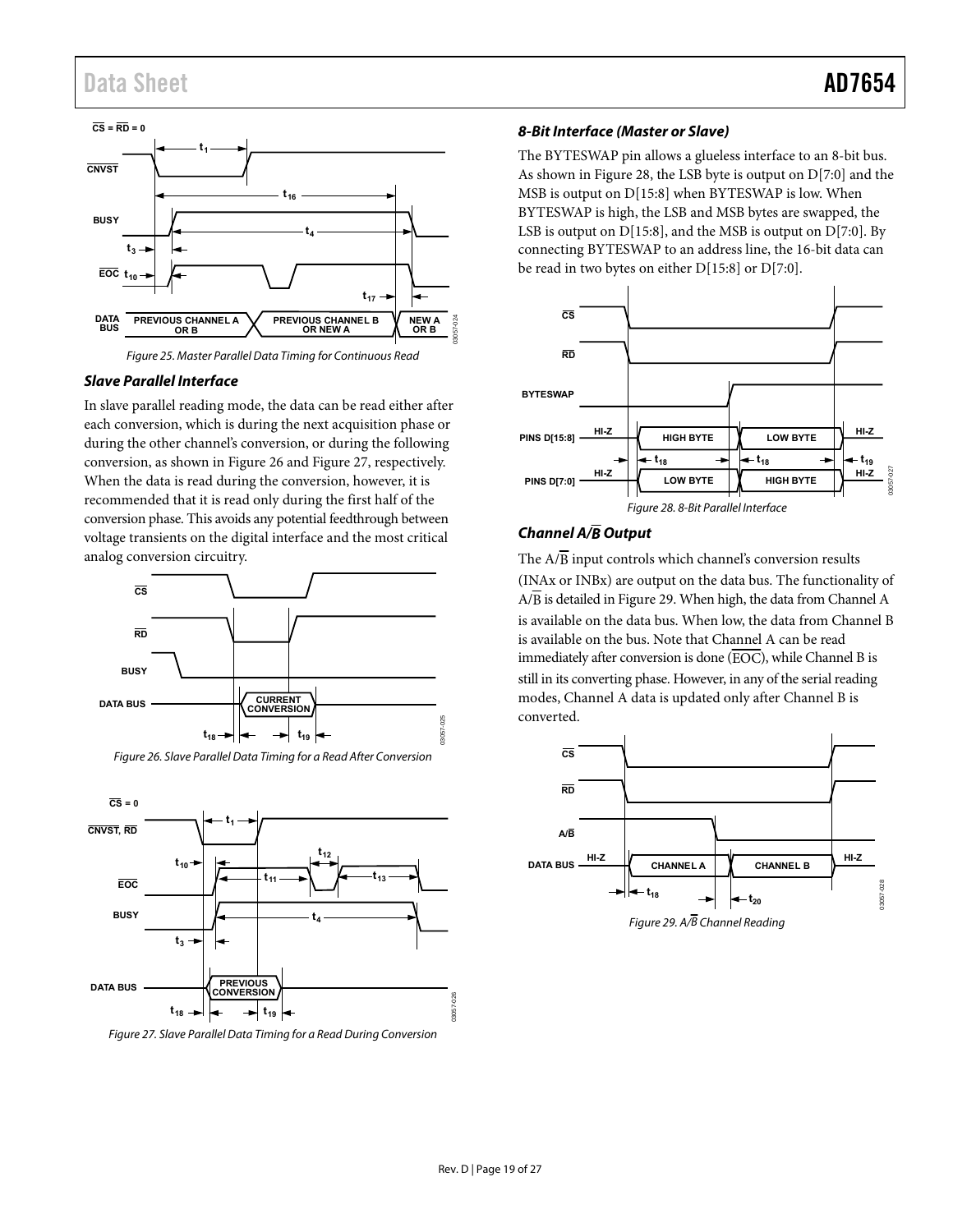Figure 25. Master Parallel Data Timing for Continuous Read

### Slave Parallel Interface

In slave parallel reading mode, the data can be read either after each conversion, which is during the next acquisition phase or during the other channel's conversion, or during the following conversion, as shown in Figure 26 and Figure 27, respectively. When the data is read during the conversion, however, it is recommended that it is read only during the first half of the conversion phase. This avoids any potential feedthrough between voltage transients on the digital interface and the most critical analog conversion circuitry.

Figure 26. Slave Parallel Data Timing for a Read After Conversion

Figure 27. Slave Parallel Data Timing for a Read During Conversion

### 8-Bit Interface (Master or Slave)

The BYTESWAP pin allows a glueless interface to an 8-bit bus. As shown in Figure 28, the LSB byte is output on D[7:0] and the MSB is output on D[15:8] when BYTESWAP is low. When BYTESWAP is high, the LSB and MSB bytes are swapped, the LSB is output on D[15:8], and the MSB is output on D[7:0]. By connecting BYTESWAP to an address line, the 16-bit data can be read in two bytes on either D[15:8] or D[7:0].

Figure 28. 8-Bit Parallel Interface

### Channel A/$\overline{B}$ Output

The A/$\overline{B}$ input controls which channel's conversion results (INAx or INBx) are output on the data bus. The functionality of A/$\overline{B}$ is detailed in Figure 29. When high, the data from Channel A is available on the data bus. When low, the data from Channel B is available on the bus. Note that Channel A can be read immediately after conversion is done ($\overline{EOC}$), while Channel B is still in its converting phase. However, in any of the serial reading modes, Channel A data is updated only after Channel B is converted.

Figure 29. A/$\overline{B}$ Channel Reading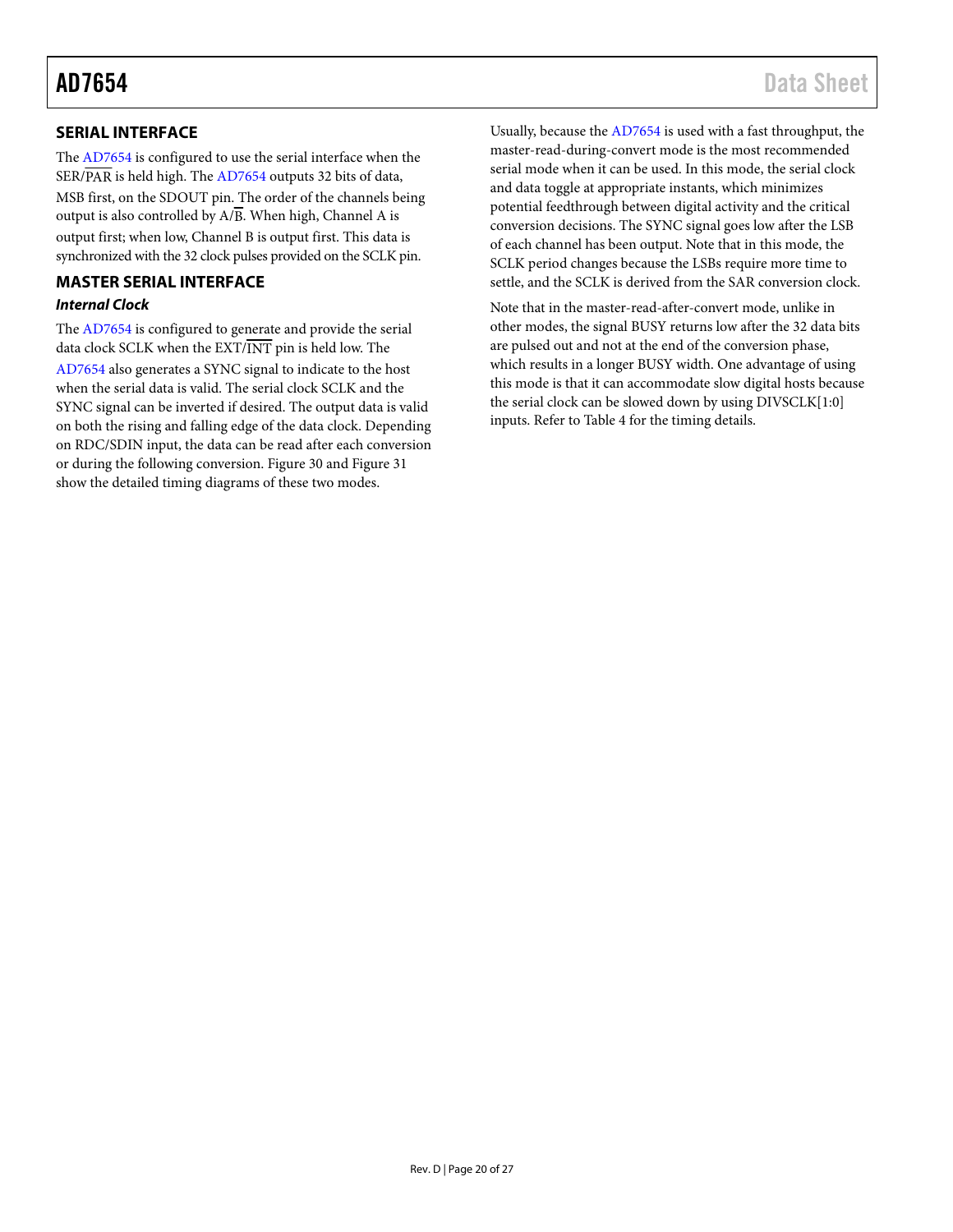## SERIAL INTERFACE

The AD7654 is configured to use the serial interface when the SER/PAR is held high. The AD7654 outputs 32 bits of data, MSB first, on the SDOUT pin. The order of the channels being output is also controlled by A/B. When high, Channel A is output first; when low, Channel B is output first. This data is synchronized with the 32 clock pulses provided on the SCLK pin.

## MASTER SERIAL INTERFACE

### *Internal Clock*

The AD7654 is configured to generate and provide the serial data clock SCLK when the EXT/INT pin is held low. The AD7654 also generates a SYNC signal to indicate to the host when the serial data is valid. The serial clock SCLK and the SYNC signal can be inverted if desired. The output data is valid on both the rising and falling edge of the data clock. Depending on RDC/SDIN input, the data can be read after each conversion or during the following conversion. Figure 30 and Figure 31 show the detailed timing diagrams of these two modes.

Usually, because the AD7654 is used with a fast throughput, the master-read-during-convert mode is the most recommended serial mode when it can be used. In this mode, the serial clock and data toggle at appropriate instants, which minimizes potential feedthrough between digital activity and the critical conversion decisions. The SYNC signal goes low after the LSB of each channel has been output. Note that in this mode, the SCLK period changes because the LSBs require more time to settle, and the SCLK is derived from the SAR conversion clock.

Note that in the master-read-after-convert mode, unlike in other modes, the signal BUSY returns low after the 32 data bits are pulsed out and not at the end of the conversion phase, which results in a longer BUSY width. One advantage of using this mode is that it can accommodate slow digital hosts because the serial clock can be slowed down by using DIVSCLK[1:0] inputs. Refer to Table 4 for the timing details.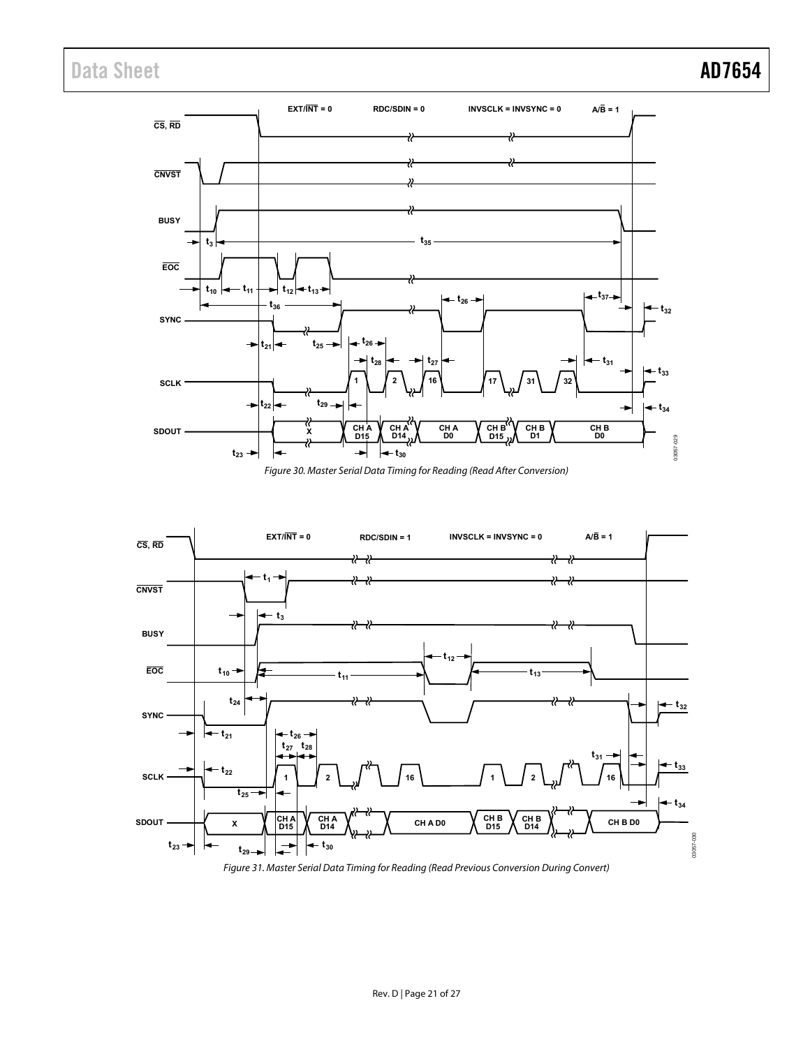Figure 30. Master Serial Data Timing for Reading (Read After Conversion)

Figure 31. Master Serial Data Timing for Reading (Read Previous Conversion During Convert)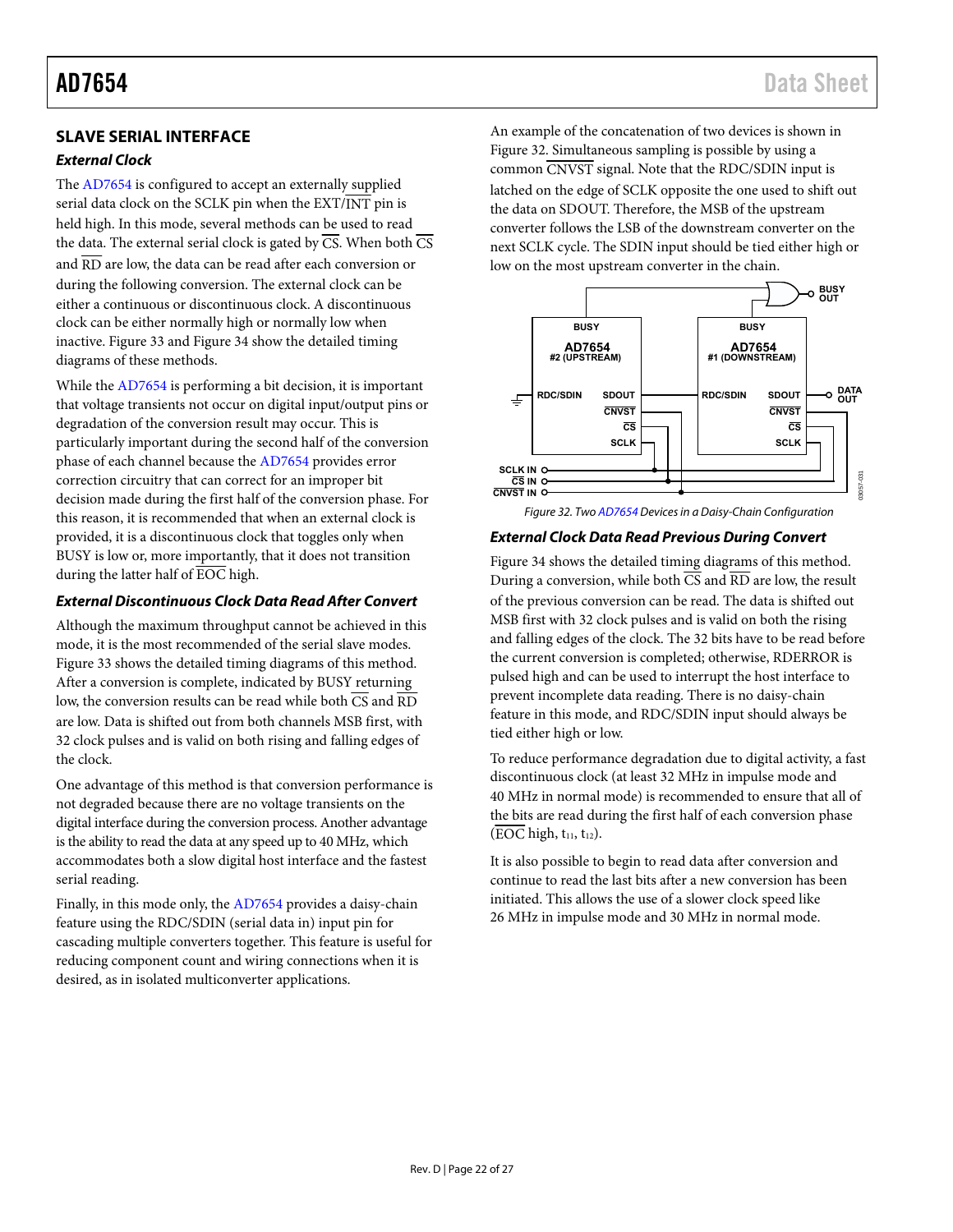## SLAVE SERIAL INTERFACE

### External Clock

The AD7654 is configured to accept an externally supplied serial data clock on the SCLK pin when the EXT/$\overline{\text{INT}}$ pin is held high. In this mode, several methods can be used to read the data. The external serial clock is gated by $\overline{\text{CS}}$. When both $\overline{\text{CS}}$ and $\overline{\text{RD}}$ are low, the data can be read after each conversion or during the following conversion. The external clock can be either a continuous or discontinuous clock. A discontinuous clock can be either normally high or normally low when inactive. Figure 33 and Figure 34 show the detailed timing diagrams of these methods.

While the AD7654 is performing a bit decision, it is important that voltage transients not occur on digital input/output pins or degradation of the conversion result may occur. This is particularly important during the second half of the conversion phase of each channel because the AD7654 provides error correction circuitry that can correct for an improper bit decision made during the first half of the conversion phase. For this reason, it is recommended that when an external clock is provided, it is a discontinuous clock that toggles only when BUSY is low or, more importantly, that it does not transition during the latter half of $\overline{\text{EOC}}$ high.

### External Discontinuous Clock Data Read After Convert

Although the maximum throughput cannot be achieved in this mode, it is the most recommended of the serial slave modes. Figure 33 shows the detailed timing diagrams of this method. After a conversion is complete, indicated by BUSY returning low, the conversion results can be read while both $\overline{\text{CS}}$ and $\overline{\text{RD}}$ are low. Data is shifted out from both channels MSB first, with 32 clock pulses and is valid on both rising and falling edges of the clock.

One advantage of this method is that conversion performance is not degraded because there are no voltage transients on the digital interface during the conversion process. Another advantage is the ability to read the data at any speed up to 40 MHz, which accommodates both a slow digital host interface and the fastest serial reading.

Finally, in this mode only, the AD7654 provides a daisy-chain feature using the RDC/SDIN (serial data in) input pin for cascading multiple converters together. This feature is useful for reducing component count and wiring connections when it is desired, as in isolated multiconverter applications.

An example of the concatenation of two devices is shown in Figure 32. Simultaneous sampling is possible by using a common $\overline{\text{CNVST}}$ signal. Note that the RDC/SDIN input is latched on the edge of SCLK opposite the one used to shift out the data on SDOUT. Therefore, the MSB of the upstream converter follows the LSB of the downstream converter on the next SCLK cycle. The SDIN input should be tied either high or low on the most upstream converter in the chain.

Figure 32. Two AD7654 Devices in a Daisy-Chain Configuration

### External Clock Data Read Previous During Convert

Figure 34 shows the detailed timing diagrams of this method. During a conversion, while both $\overline{\text{CS}}$ and $\overline{\text{RD}}$ are low, the result of the previous conversion can be read. The data is shifted out MSB first with 32 clock pulses and is valid on both the rising and falling edges of the clock. The 32 bits have to be read before the current conversion is completed; otherwise, RDERROR is pulsed high and can be used to interrupt the host interface to prevent incomplete data reading. There is no daisy-chain feature in this mode, and RDC/SDIN input should always be tied either high or low.

To reduce performance degradation due to digital activity, a fast discontinuous clock (at least 32 MHz in impulse mode and 40 MHz in normal mode) is recommended to ensure that all of the bits are read during the first half of each conversion phase ($\overline{\text{EOC}}$ high, $t_{11}$, $t_{12}$).

It is also possible to begin to read data after conversion and continue to read the last bits after a new conversion has been initiated. This allows the use of a slower clock speed like 26 MHz in impulse mode and 30 MHz in normal mode.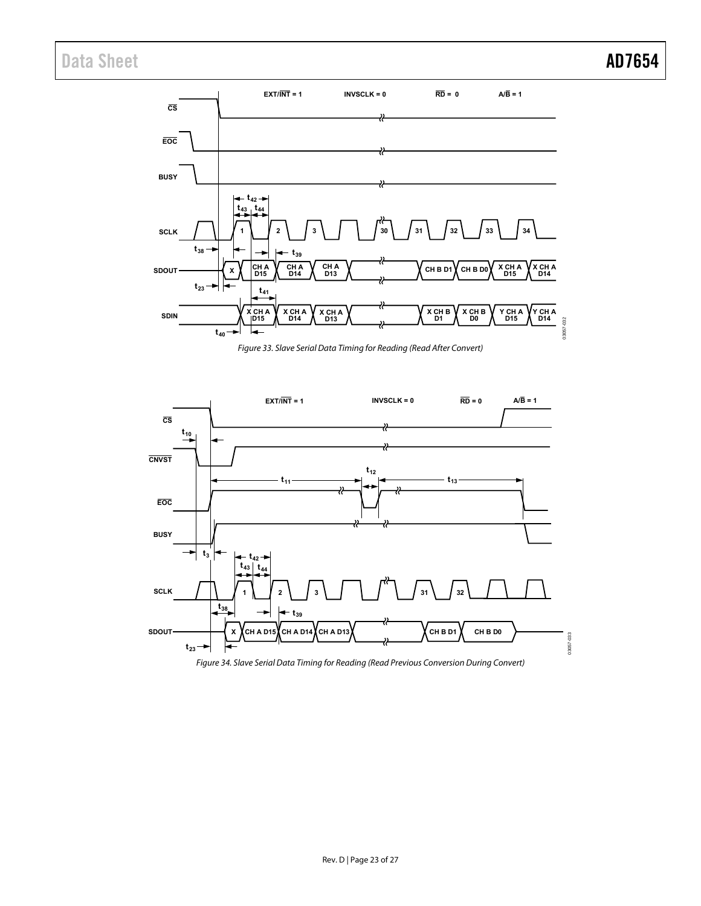Figure 33. Slave Serial Data Timing for Reading (Read After Convert)

Figure 34. Slave Serial Data Timing for Reading (Read Previous Conversion During Convert)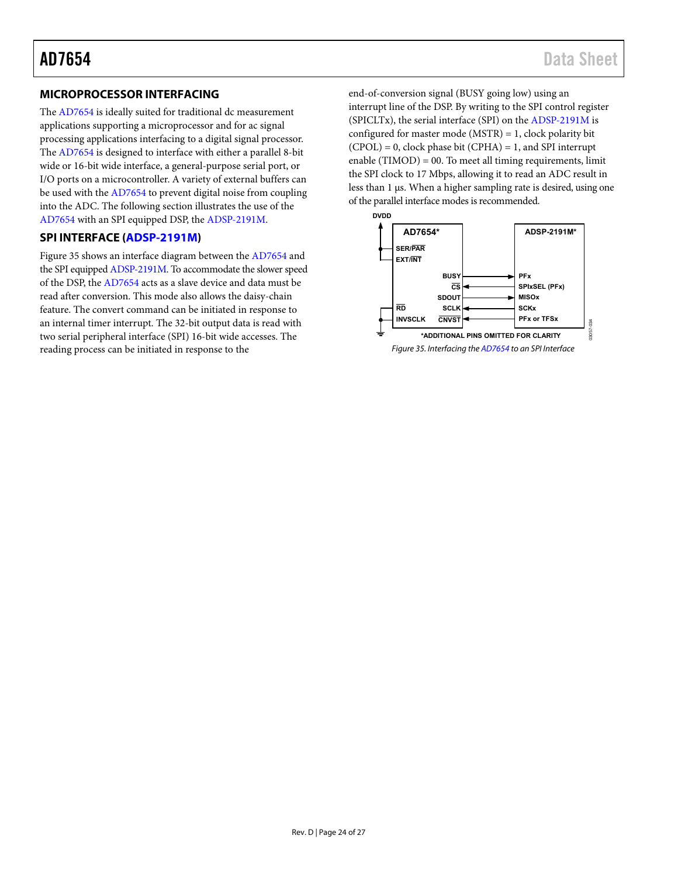## MICROPROCESSOR INTERFACING

The AD7654 is ideally suited for traditional dc measurement applications supporting a microprocessor and for ac signal processing applications interfacing to a digital signal processor. The AD7654 is designed to interface with either a parallel 8-bit wide or 16-bit wide interface, a general-purpose serial port, or I/O ports on a microcontroller. A variety of external buffers can be used with the AD7654 to prevent digital noise from coupling into the ADC. The following section illustrates the use of the AD7654 with an SPI equipped DSP, the ADSP-2191M.

## SPI INTERFACE (ADSP-2191M)

Figure 35 shows an interface diagram between the AD7654 and the SPI equipped ADSP-2191M. To accommodate the slower speed of the DSP, the AD7654 acts as a slave device and data must be read after conversion. This mode also allows the daisy-chain feature. The convert command can be initiated in response to an internal timer interrupt. The 32-bit output data is read with two serial peripheral interface (SPI) 16-bit wide accesses. The reading process can be initiated in response to the end-of-conversion signal (BUSY going low) using an interrupt line of the DSP. By writing to the SPI control register (SPICLTx), the serial interface (SPI) on the ADSP-2191M is configured for master mode (MSTR) = 1, clock polarity bit (CPOL) = 0, clock phase bit (CPHA) = 1, and SPI interrupt enable (TIMOD) = 00. To meet all timing requirements, limit the SPI clock to 17 Mbps, allowing it to read an ADC result in less than 1 µs. When a higher sampling rate is desired, using one of the parallel interface modes is recommended.

DVDD

AD7654*: SER/$\overline{PAR}$, EXT/$\overline{INT}$, BUSY, $\overline{CS}$, SDOUT, $\overline{RD}$, SCLK, INVSCLK, $\overline{CNVST}$

ADSP-2191M*: PFx, SPIxSEL (PFx), MISOx, SCKx, PFx or TFSx

*ADDITIONAL PINS OMITTED FOR CLARITY

*Figure 35. Interfacing the AD7654 to an SPI Interface*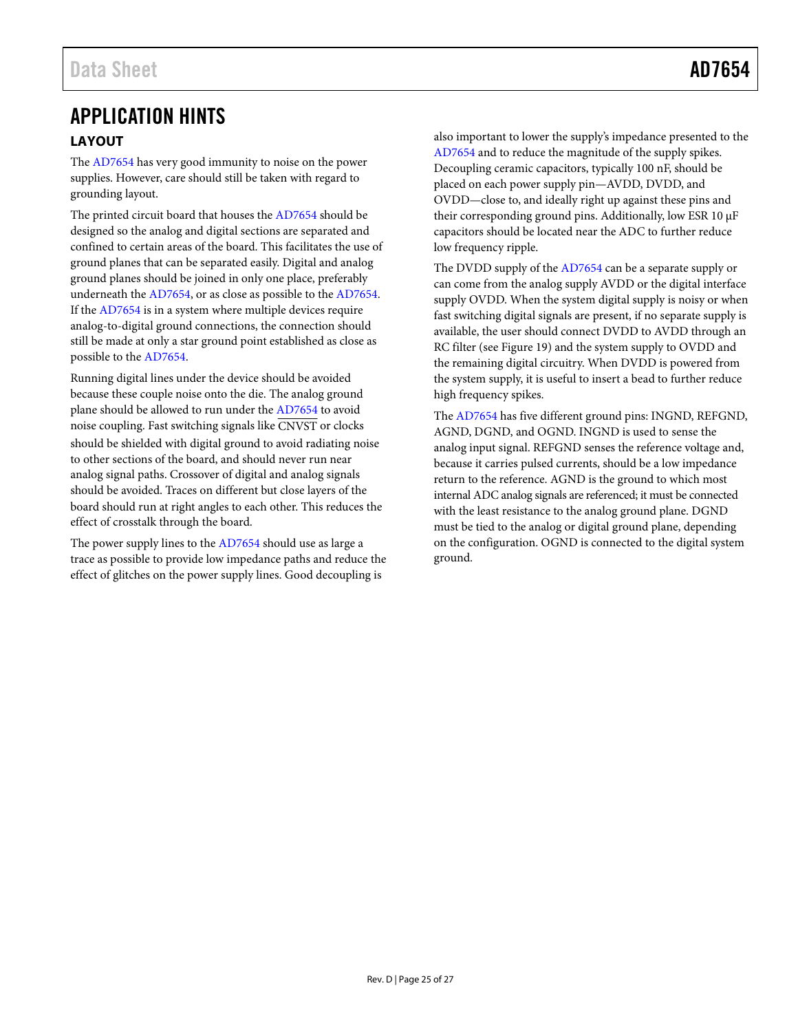# APPLICATION HINTS

## LAYOUT

The AD7654 has very good immunity to noise on the power supplies. However, care should still be taken with regard to grounding layout.

The printed circuit board that houses the AD7654 should be designed so the analog and digital sections are separated and confined to certain areas of the board. This facilitates the use of ground planes that can be separated easily. Digital and analog ground planes should be joined in only one place, preferably underneath the AD7654, or as close as possible to the AD7654. If the AD7654 is in a system where multiple devices require analog-to-digital ground connections, the connection should still be made at only a star ground point established as close as possible to the AD7654.

Running digital lines under the device should be avoided because these couple noise onto the die. The analog ground plane should be allowed to run under the AD7654 to avoid noise coupling. Fast switching signals like $\overline{\text{CNVST}}$ or clocks should be shielded with digital ground to avoid radiating noise to other sections of the board, and should never run near analog signal paths. Crossover of digital and analog signals should be avoided. Traces on different but close layers of the board should run at right angles to each other. This reduces the effect of crosstalk through the board.

The power supply lines to the AD7654 should use as large a trace as possible to provide low impedance paths and reduce the effect of glitches on the power supply lines. Good decoupling is also important to lower the supply's impedance presented to the AD7654 and to reduce the magnitude of the supply spikes. Decoupling ceramic capacitors, typically 100 nF, should be placed on each power supply pin—AVDD, DVDD, and OVDD—close to, and ideally right up against these pins and their corresponding ground pins. Additionally, low ESR 10 µF capacitors should be located near the ADC to further reduce low frequency ripple.

The DVDD supply of the AD7654 can be a separate supply or can come from the analog supply AVDD or the digital interface supply OVDD. When the system digital supply is noisy or when fast switching digital signals are present, if no separate supply is available, the user should connect DVDD to AVDD through an RC filter (see Figure 19) and the system supply to OVDD and the remaining digital circuitry. When DVDD is powered from the system supply, it is useful to insert a bead to further reduce high frequency spikes.

The AD7654 has five different ground pins: INGND, REFGND, AGND, DGND, and OGND. INGND is used to sense the analog input signal. REFGND senses the reference voltage and, because it carries pulsed currents, should be a low impedance return to the reference. AGND is the ground to which most internal ADC analog signals are referenced; it must be connected with the least resistance to the analog ground plane. DGND must be tied to the analog or digital ground plane, depending on the configuration. OGND is connected to the digital system ground.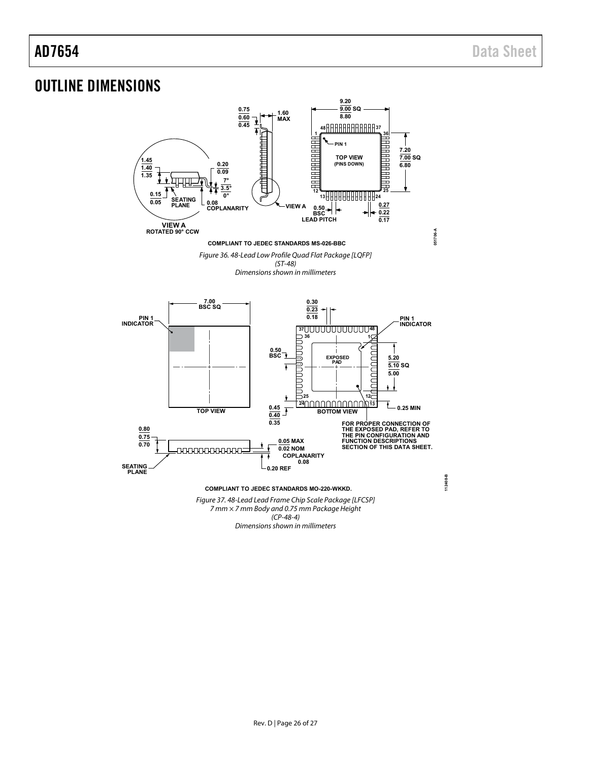# OUTLINE DIMENSIONS

COMPLIANT TO JEDEC STANDARDS MS-026-BBC

*Figure 36. 48-Lead Low Profile Quad Flat Package [LQFP] (ST-48) Dimensions shown in millimeters*

FOR PROPER CONNECTION OF THE EXPOSED PAD, REFER TO THE PIN CONFIGURATION AND FUNCTION DESCRIPTIONS SECTION OF THIS DATA SHEET.

COMPLIANT TO JEDEC STANDARDS MO-220-WKKD.

*Figure 37. 48-Lead Lead Frame Chip Scale Package [LFCSP] 7 mm × 7 mm Body and 0.75 mm Package Height (CP-48-4) Dimensions shown in millimeters*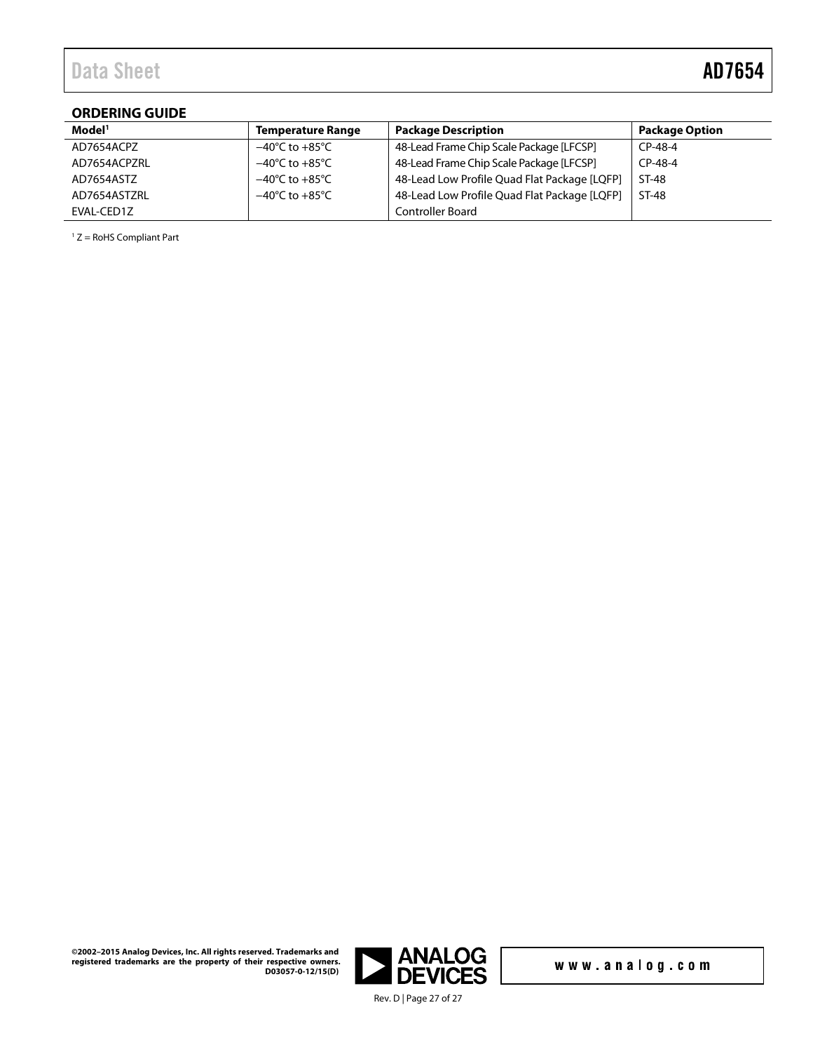## ORDERING GUIDE

| Model[1] | Temperature Range | Package Description | Package Option |
|---|---|---|---|
| AD7654ACPZ | −40°C to +85°C | 48-Lead Frame Chip Scale Package [LFCSP] | CP-48-4 |
| AD7654ACPZRL | −40°C to +85°C | 48-Lead Frame Chip Scale Package [LFCSP] | CP-48-4 |
| AD7654ASTZ | −40°C to +85°C | 48-Lead Low Profile Quad Flat Package [LQFP] | ST-48 |
| AD7654ASTZRL | −40°C to +85°C | 48-Lead Low Profile Quad Flat Package [LQFP] | ST-48 |
| EVAL-CED1Z | | Controller Board | |

[1] Z = RoHS Compliant Part

**©2002–2015 Analog Devices, Inc. All rights reserved. Trademarks and registered trademarks are the property of their respective owners. D03057-0-12/15(D)**

www.analog.com